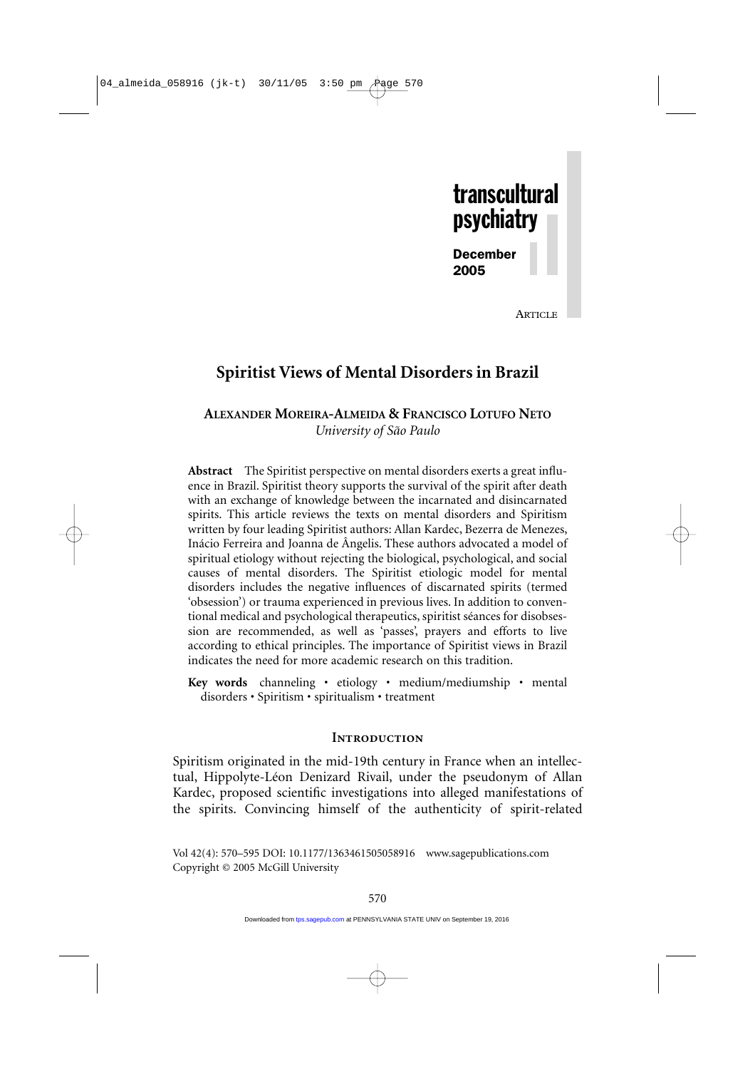transcultural psychiatry

December 2005

ARTICLE

# Spiritist Views of Mental Disorders in Brazil

**ALEXANDER MOREIRA-ALMEIDA & FRANCISCO LOTUFO NETO**
*University of São Paulo*

**Abstract** The Spiritist perspective on mental disorders exerts a great influence in Brazil. Spiritist theory supports the survival of the spirit after death with an exchange of knowledge between the incarnated and disincarnated spirits. This article reviews the texts on mental disorders and Spiritism written by four leading Spiritist authors: Allan Kardec, Bezerra de Menezes, Inácio Ferreira and Joanna de Ângelis. These authors advocated a model of spiritual etiology without rejecting the biological, psychological, and social causes of mental disorders. The Spiritist etiologic model for mental disorders includes the negative influences of discarnated spirits (termed 'obsession') or trauma experienced in previous lives. In addition to conventional medical and psychological therapeutics, spiritist séances for disobsession are recommended, as well as 'passes', prayers and efforts to live according to ethical principles. The importance of Spiritist views in Brazil indicates the need for more academic research on this tradition.

**Key words** channeling • etiology • medium/mediumship • mental disorders • Spiritism • spiritualism • treatment

## INTRODUCTION

Spiritism originated in the mid-19th century in France when an intellectual, Hippolyte-Léon Denizard Rivail, under the pseudonym of Allan Kardec, proposed scientific investigations into alleged manifestations of the spirits. Convincing himself of the authenticity of spirit-related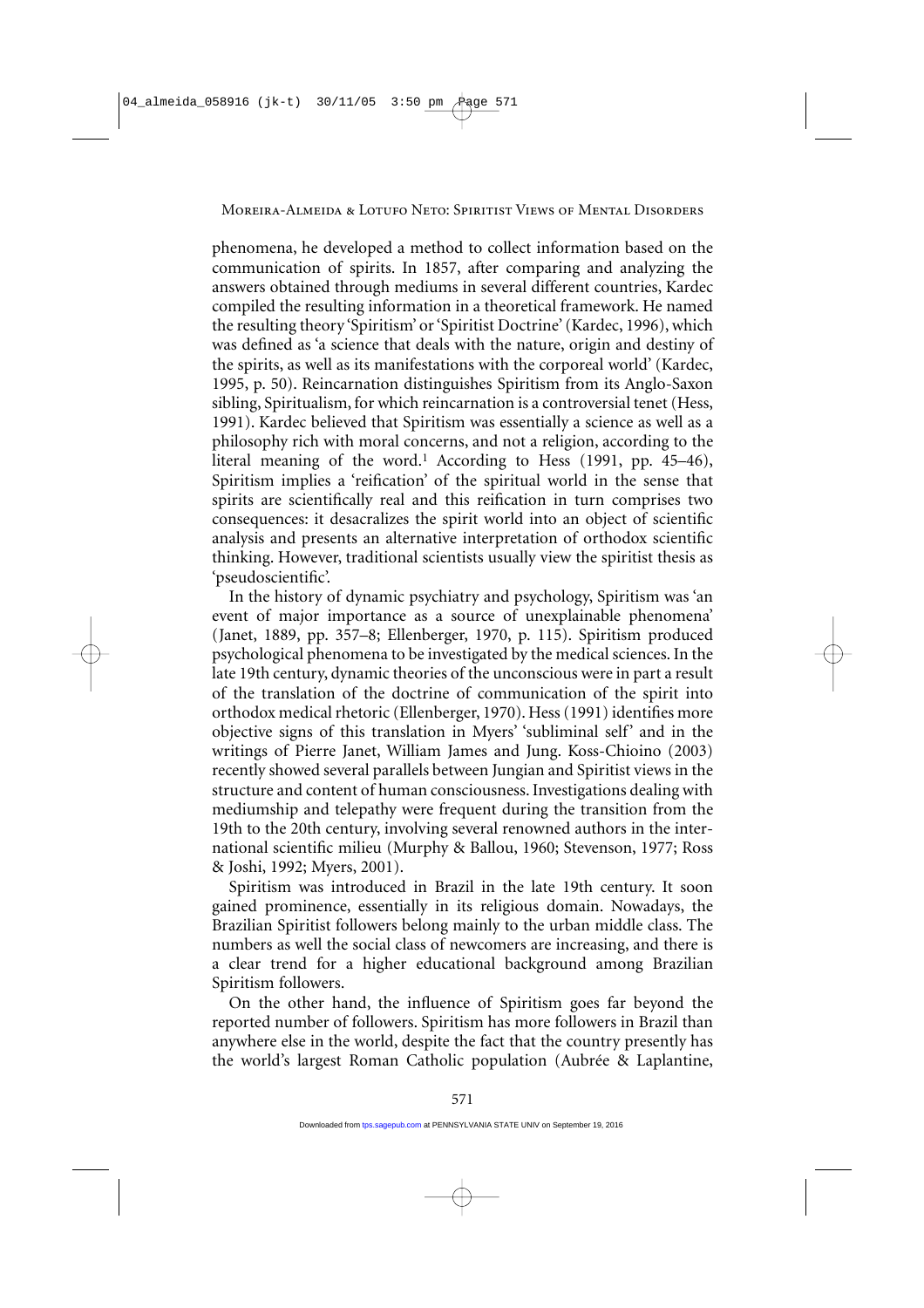phenomena, he developed a method to collect information based on the communication of spirits. In 1857, after comparing and analyzing the answers obtained through mediums in several different countries, Kardec compiled the resulting information in a theoretical framework. He named the resulting theory 'Spiritism' or 'Spiritist Doctrine' (Kardec, 1996), which was defined as 'a science that deals with the nature, origin and destiny of the spirits, as well as its manifestations with the corporeal world' (Kardec, 1995, p. 50). Reincarnation distinguishes Spiritism from its Anglo-Saxon sibling, Spiritualism, for which reincarnation is a controversial tenet (Hess, 1991). Kardec believed that Spiritism was essentially a science as well as a philosophy rich with moral concerns, and not a religion, according to the literal meaning of the word.[1] According to Hess (1991, pp. 45–46), Spiritism implies a 'reification' of the spiritual world in the sense that spirits are scientifically real and this reification in turn comprises two consequences: it desacralizes the spirit world into an object of scientific analysis and presents an alternative interpretation of orthodox scientific thinking. However, traditional scientists usually view the spiritist thesis as 'pseudoscientific'.

In the history of dynamic psychiatry and psychology, Spiritism was 'an event of major importance as a source of unexplainable phenomena' (Janet, 1889, pp. 357–8; Ellenberger, 1970, p. 115). Spiritism produced psychological phenomena to be investigated by the medical sciences. In the late 19th century, dynamic theories of the unconscious were in part a result of the translation of the doctrine of communication of the spirit into orthodox medical rhetoric (Ellenberger, 1970). Hess (1991) identifies more objective signs of this translation in Myers' 'subliminal self' and in the writings of Pierre Janet, William James and Jung. Koss-Chioino (2003) recently showed several parallels between Jungian and Spiritist views in the structure and content of human consciousness. Investigations dealing with mediumship and telepathy were frequent during the transition from the 19th to the 20th century, involving several renowned authors in the international scientific milieu (Murphy & Ballou, 1960; Stevenson, 1977; Ross & Joshi, 1992; Myers, 2001).

Spiritism was introduced in Brazil in the late 19th century. It soon gained prominence, essentially in its religious domain. Nowadays, the Brazilian Spiritist followers belong mainly to the urban middle class. The numbers as well the social class of newcomers are increasing, and there is a clear trend for a higher educational background among Brazilian Spiritism followers.

On the other hand, the influence of Spiritism goes far beyond the reported number of followers. Spiritism has more followers in Brazil than anywhere else in the world, despite the fact that the country presently has the world's largest Roman Catholic population (Aubrée & Laplantine,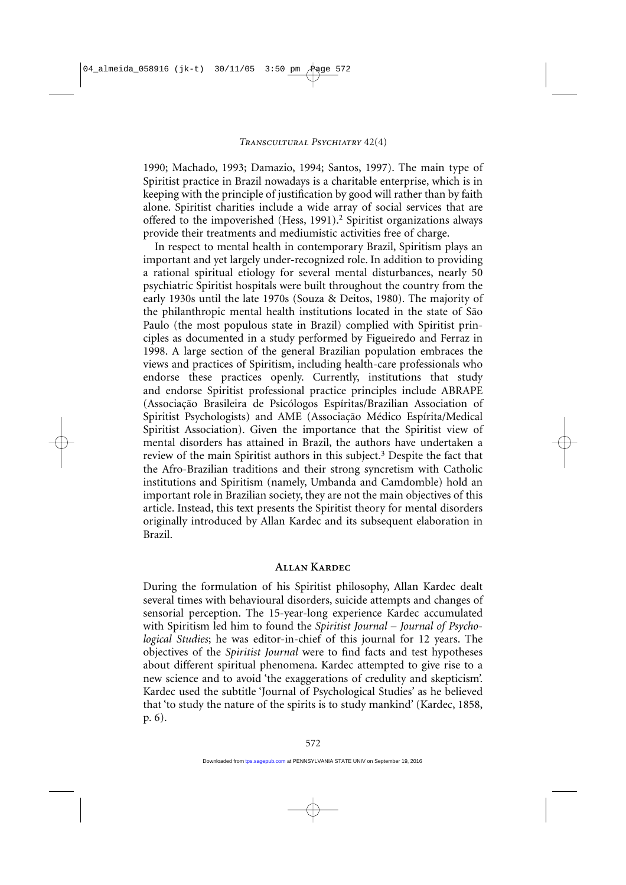1990; Machado, 1993; Damazio, 1994; Santos, 1997). The main type of Spiritist practice in Brazil nowadays is a charitable enterprise, which is in keeping with the principle of justification by good will rather than by faith alone. Spiritist charities include a wide array of social services that are offered to the impoverished (Hess, 1991).[2] Spiritist organizations always provide their treatments and mediumistic activities free of charge.

In respect to mental health in contemporary Brazil, Spiritism plays an important and yet largely under-recognized role. In addition to providing a rational spiritual etiology for several mental disturbances, nearly 50 psychiatric Spiritist hospitals were built throughout the country from the early 1930s until the late 1970s (Souza & Deitos, 1980). The majority of the philanthropic mental health institutions located in the state of São Paulo (the most populous state in Brazil) complied with Spiritist principles as documented in a study performed by Figueiredo and Ferraz in 1998. A large section of the general Brazilian population embraces the views and practices of Spiritism, including health-care professionals who endorse these practices openly. Currently, institutions that study and endorse Spiritist professional practice principles include ABRAPE (Associação Brasileira de Psicólogos Espíritas/Brazilian Association of Spiritist Psychologists) and AME (Associação Médico Espírita/Medical Spiritist Association). Given the importance that the Spiritist view of mental disorders has attained in Brazil, the authors have undertaken a review of the main Spiritist authors in this subject.[3] Despite the fact that the Afro-Brazilian traditions and their strong syncretism with Catholic institutions and Spiritism (namely, Umbanda and Camdomble) hold an important role in Brazilian society, they are not the main objectives of this article. Instead, this text presents the Spiritist theory for mental disorders originally introduced by Allan Kardec and its subsequent elaboration in Brazil.

## Allan Kardec

During the formulation of his Spiritist philosophy, Allan Kardec dealt several times with behavioural disorders, suicide attempts and changes of sensorial perception. The 15-year-long experience Kardec accumulated with Spiritism led him to found the *Spiritist Journal – Journal of Psychological Studies*; he was editor-in-chief of this journal for 12 years. The objectives of the *Spiritist Journal* were to find facts and test hypotheses about different spiritual phenomena. Kardec attempted to give rise to a new science and to avoid 'the exaggerations of credulity and skepticism'. Kardec used the subtitle 'Journal of Psychological Studies' as he believed that 'to study the nature of the spirits is to study mankind' (Kardec, 1858, p. 6).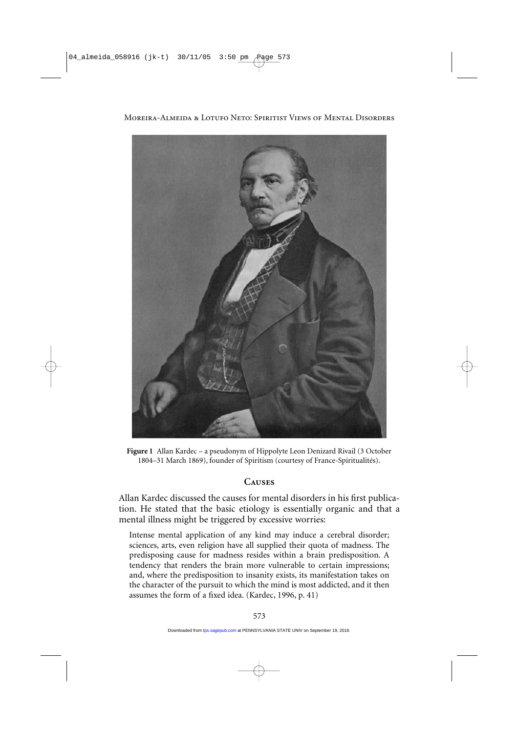**Figure 1** Allan Kardec – a pseudonym of Hippolyte Leon Denizard Rivail (3 October 1804–31 March 1869), founder of Spiritism (courtesy of France-Spiritualités).

## Causes

Allan Kardec discussed the causes for mental disorders in his first publication. He stated that the basic etiology is essentially organic and that a mental illness might be triggered by excessive worries:

> Intense mental application of any kind may induce a cerebral disorder; sciences, arts, even religion have all supplied their quota of madness. The predisposing cause for madness resides within a brain predisposition. A tendency that renders the brain more vulnerable to certain impressions; and, where the predisposition to insanity exists, its manifestation takes on the character of the pursuit to which the mind is most addicted, and it then assumes the form of a fixed idea. (Kardec, 1996, p. 41)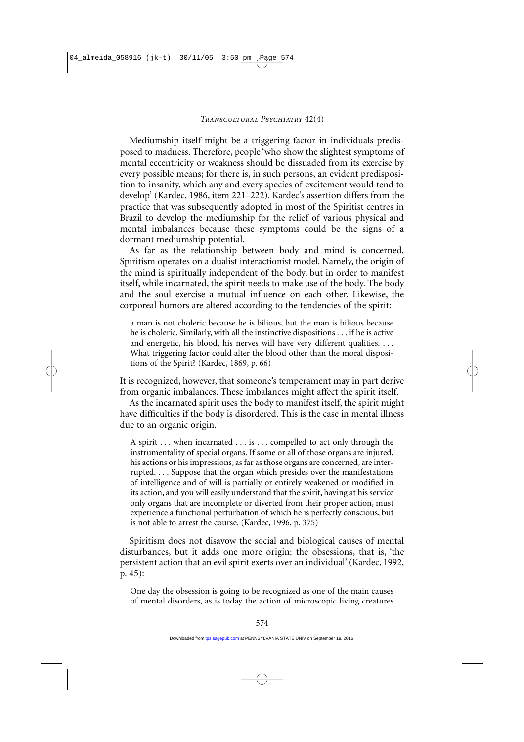Mediumship itself might be a triggering factor in individuals predisposed to madness. Therefore, people 'who show the slightest symptoms of mental eccentricity or weakness should be dissuaded from its exercise by every possible means; for there is, in such persons, an evident predisposition to insanity, which any and every species of excitement would tend to develop' (Kardec, 1986, item 221–222). Kardec's assertion differs from the practice that was subsequently adopted in most of the Spiritist centres in Brazil to develop the mediumship for the relief of various physical and mental imbalances because these symptoms could be the signs of a dormant mediumship potential.

As far as the relationship between body and mind is concerned, Spiritism operates on a dualist interactionist model. Namely, the origin of the mind is spiritually independent of the body, but in order to manifest itself, while incarnated, the spirit needs to make use of the body. The body and the soul exercise a mutual influence on each other. Likewise, the corporeal humors are altered according to the tendencies of the spirit:

> a man is not choleric because he is bilious, but the man is bilious because he is choleric. Similarly, with all the instinctive dispositions . . . if he is active and energetic, his blood, his nerves will have very different qualities. . . . What triggering factor could alter the blood other than the moral dispositions of the Spirit? (Kardec, 1869, p. 66)

It is recognized, however, that someone's temperament may in part derive from organic imbalances. These imbalances might affect the spirit itself.

As the incarnated spirit uses the body to manifest itself, the spirit might have difficulties if the body is disordered. This is the case in mental illness due to an organic origin.

> A spirit . . . when incarnated . . . is . . . compelled to act only through the instrumentality of special organs. If some or all of those organs are injured, his actions or his impressions, as far as those organs are concerned, are interrupted. . . . Suppose that the organ which presides over the manifestations of intelligence and of will is partially or entirely weakened or modified in its action, and you will easily understand that the spirit, having at his service only organs that are incomplete or diverted from their proper action, must experience a functional perturbation of which he is perfectly conscious, but is not able to arrest the course. (Kardec, 1996, p. 375)

Spiritism does not disavow the social and biological causes of mental disturbances, but it adds one more origin: the obsessions, that is, 'the persistent action that an evil spirit exerts over an individual' (Kardec, 1992, p. 45):

> One day the obsession is going to be recognized as one of the main causes of mental disorders, as is today the action of microscopic living creatures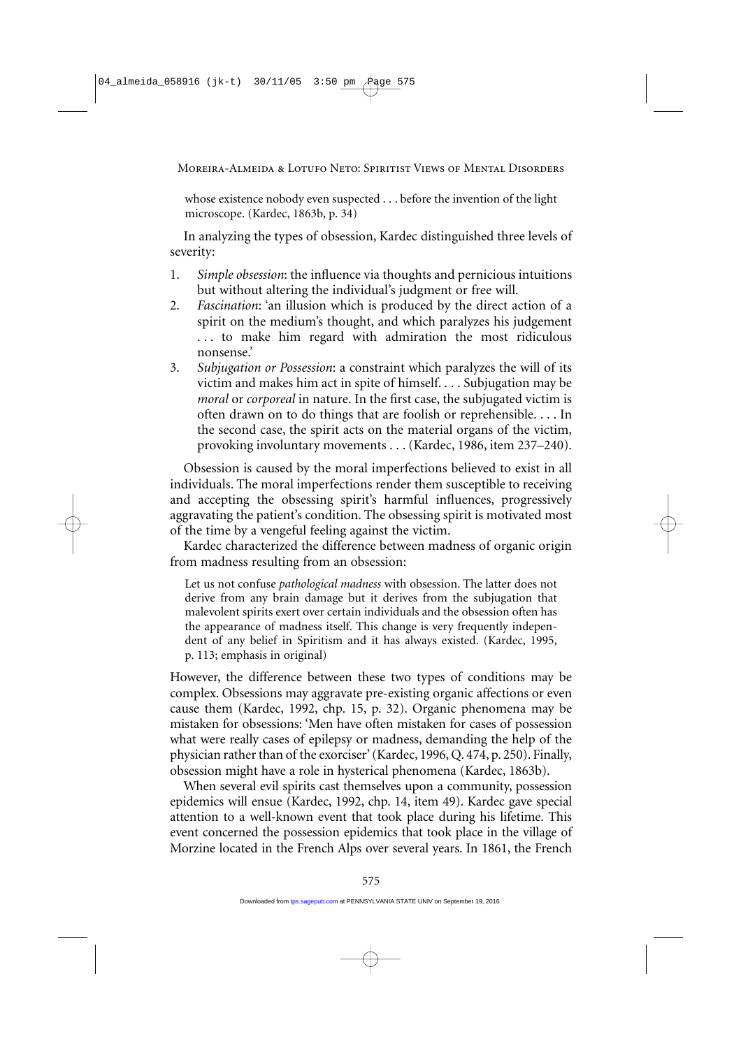> whose existence nobody even suspected . . . before the invention of the light microscope. (Kardec, 1863b, p. 34)

In analyzing the types of obsession, Kardec distinguished three levels of severity:

1. *Simple obsession*: the influence via thoughts and pernicious intuitions but without altering the individual's judgment or free will.
2. *Fascination*: 'an illusion which is produced by the direct action of a spirit on the medium's thought, and which paralyzes his judgement . . . to make him regard with admiration the most ridiculous nonsense.'
3. *Subjugation or Possession*: a constraint which paralyzes the will of its victim and makes him act in spite of himself. . . . Subjugation may be *moral* or *corporeal* in nature. In the first case, the subjugated victim is often drawn on to do things that are foolish or reprehensible. . . . In the second case, the spirit acts on the material organs of the victim, provoking involuntary movements . . . (Kardec, 1986, item 237–240).

Obsession is caused by the moral imperfections believed to exist in all individuals. The moral imperfections render them susceptible to receiving and accepting the obsessing spirit's harmful influences, progressively aggravating the patient's condition. The obsessing spirit is motivated most of the time by a vengeful feeling against the victim.

Kardec characterized the difference between madness of organic origin from madness resulting from an obsession:

> Let us not confuse *pathological madness* with obsession. The latter does not derive from any brain damage but it derives from the subjugation that malevolent spirits exert over certain individuals and the obsession often has the appearance of madness itself. This change is very frequently independent of any belief in Spiritism and it has always existed. (Kardec, 1995, p. 113; emphasis in original)

However, the difference between these two types of conditions may be complex. Obsessions may aggravate pre-existing organic affections or even cause them (Kardec, 1992, chp. 15, p. 32). Organic phenomena may be mistaken for obsessions: 'Men have often mistaken for cases of possession what were really cases of epilepsy or madness, demanding the help of the physician rather than of the exorciser' (Kardec, 1996, Q. 474, p. 250). Finally, obsession might have a role in hysterical phenomena (Kardec, 1863b).

When several evil spirits cast themselves upon a community, possession epidemics will ensue (Kardec, 1992, chp. 14, item 49). Kardec gave special attention to a well-known event that took place during his lifetime. This event concerned the possession epidemics that took place in the village of Morzine located in the French Alps over several years. In 1861, the French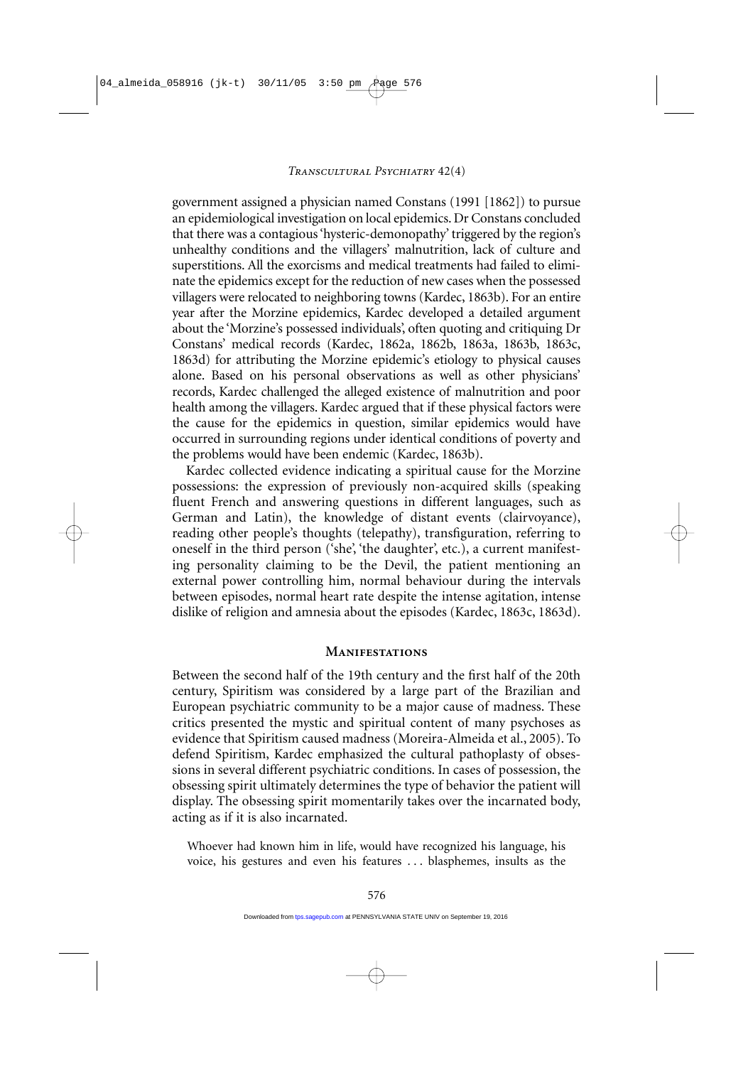government assigned a physician named Constans (1991 [1862]) to pursue an epidemiological investigation on local epidemics. Dr Constans concluded that there was a contagious 'hysteric-demonopathy' triggered by the region's unhealthy conditions and the villagers' malnutrition, lack of culture and superstitions. All the exorcisms and medical treatments had failed to eliminate the epidemics except for the reduction of new cases when the possessed villagers were relocated to neighboring towns (Kardec, 1863b). For an entire year after the Morzine epidemics, Kardec developed a detailed argument about the 'Morzine's possessed individuals', often quoting and critiquing Dr Constans' medical records (Kardec, 1862a, 1862b, 1863a, 1863b, 1863c, 1863d) for attributing the Morzine epidemic's etiology to physical causes alone. Based on his personal observations as well as other physicians' records, Kardec challenged the alleged existence of malnutrition and poor health among the villagers. Kardec argued that if these physical factors were the cause for the epidemics in question, similar epidemics would have occurred in surrounding regions under identical conditions of poverty and the problems would have been endemic (Kardec, 1863b).

Kardec collected evidence indicating a spiritual cause for the Morzine possessions: the expression of previously non-acquired skills (speaking fluent French and answering questions in different languages, such as German and Latin), the knowledge of distant events (clairvoyance), reading other people's thoughts (telepathy), transfiguration, referring to oneself in the third person ('she', 'the daughter', etc.), a current manifesting personality claiming to be the Devil, the patient mentioning an external power controlling him, normal behaviour during the intervals between episodes, normal heart rate despite the intense agitation, intense dislike of religion and amnesia about the episodes (Kardec, 1863c, 1863d).

## Manifestations

Between the second half of the 19th century and the first half of the 20th century, Spiritism was considered by a large part of the Brazilian and European psychiatric community to be a major cause of madness. These critics presented the mystic and spiritual content of many psychoses as evidence that Spiritism caused madness (Moreira-Almeida et al., 2005). To defend Spiritism, Kardec emphasized the cultural pathoplasty of obsessions in several different psychiatric conditions. In cases of possession, the obsessing spirit ultimately determines the type of behavior the patient will display. The obsessing spirit momentarily takes over the incarnated body, acting as if it is also incarnated.

> Whoever had known him in life, would have recognized his language, his voice, his gestures and even his features . . . blasphemes, insults as the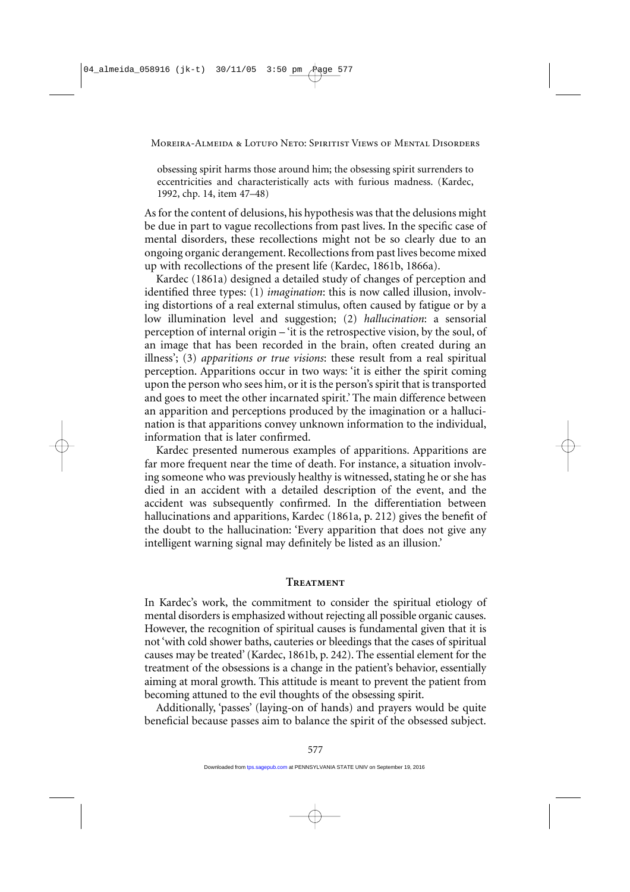obsessing spirit harms those around him; the obsessing spirit surrenders to eccentricities and characteristically acts with furious madness. (Kardec, 1992, chp. 14, item 47–48)

As for the content of delusions, his hypothesis was that the delusions might be due in part to vague recollections from past lives. In the specific case of mental disorders, these recollections might not be so clearly due to an ongoing organic derangement. Recollections from past lives become mixed up with recollections of the present life (Kardec, 1861b, 1866a).

Kardec (1861a) designed a detailed study of changes of perception and identified three types: (1) *imagination*: this is now called illusion, involving distortions of a real external stimulus, often caused by fatigue or by a low illumination level and suggestion; (2) *hallucination*: a sensorial perception of internal origin – 'it is the retrospective vision, by the soul, of an image that has been recorded in the brain, often created during an illness'; (3) *apparitions or true visions*: these result from a real spiritual perception. Apparitions occur in two ways: 'it is either the spirit coming upon the person who sees him, or it is the person's spirit that is transported and goes to meet the other incarnated spirit.' The main difference between an apparition and perceptions produced by the imagination or a hallucination is that apparitions convey unknown information to the individual, information that is later confirmed.

Kardec presented numerous examples of apparitions. Apparitions are far more frequent near the time of death. For instance, a situation involving someone who was previously healthy is witnessed, stating he or she has died in an accident with a detailed description of the event, and the accident was subsequently confirmed. In the differentiation between hallucinations and apparitions, Kardec (1861a, p. 212) gives the benefit of the doubt to the hallucination: 'Every apparition that does not give any intelligent warning signal may definitely be listed as an illusion.'

## Treatment

In Kardec's work, the commitment to consider the spiritual etiology of mental disorders is emphasized without rejecting all possible organic causes. However, the recognition of spiritual causes is fundamental given that it is not 'with cold shower baths, cauteries or bleedings that the cases of spiritual causes may be treated' (Kardec, 1861b, p. 242). The essential element for the treatment of the obsessions is a change in the patient's behavior, essentially aiming at moral growth. This attitude is meant to prevent the patient from becoming attuned to the evil thoughts of the obsessing spirit.

Additionally, 'passes' (laying-on of hands) and prayers would be quite beneficial because passes aim to balance the spirit of the obsessed subject.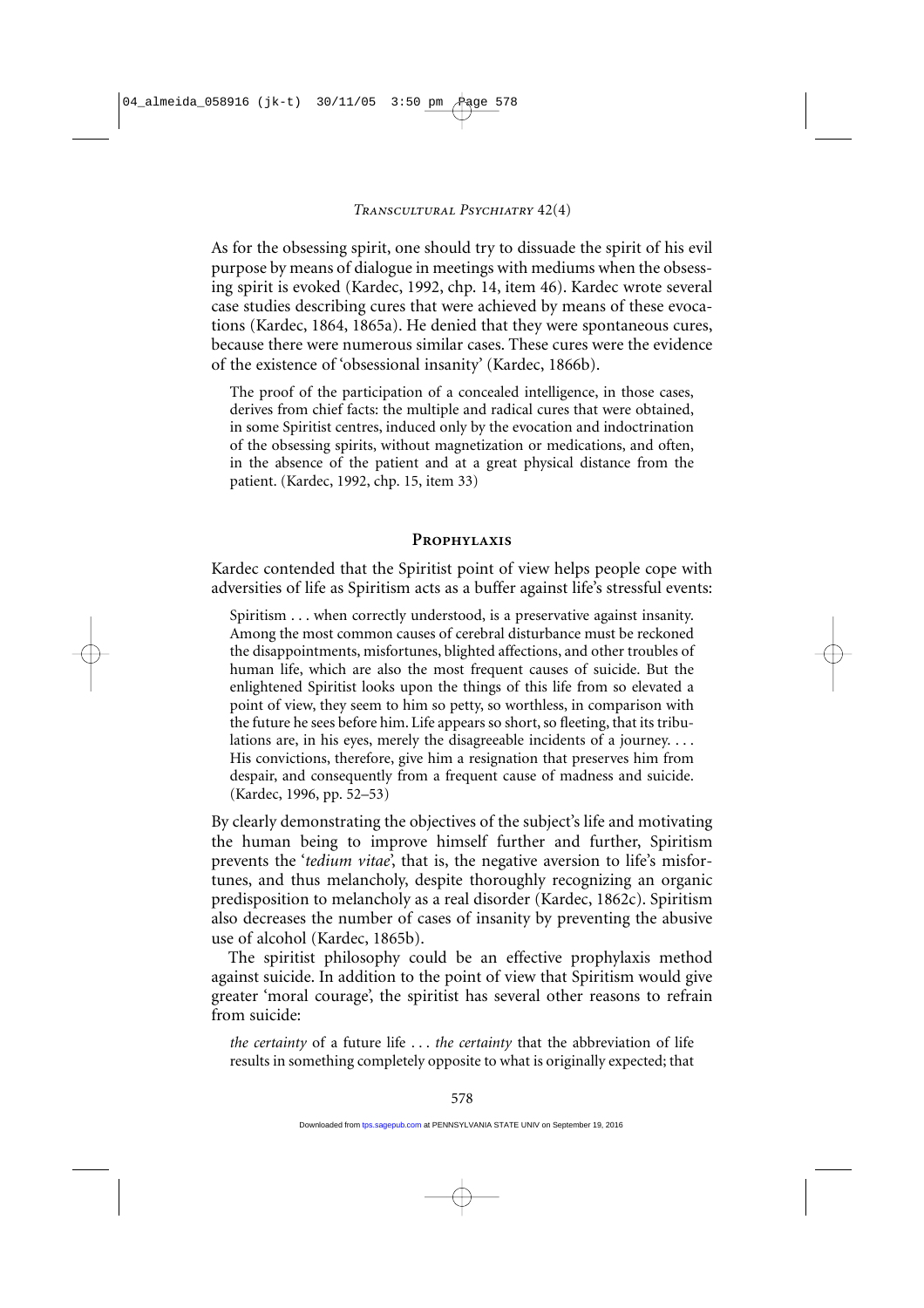As for the obsessing spirit, one should try to dissuade the spirit of his evil purpose by means of dialogue in meetings with mediums when the obsessing spirit is evoked (Kardec, 1992, chp. 14, item 46). Kardec wrote several case studies describing cures that were achieved by means of these evocations (Kardec, 1864, 1865a). He denied that they were spontaneous cures, because there were numerous similar cases. These cures were the evidence of the existence of 'obsessional insanity' (Kardec, 1866b).

> The proof of the participation of a concealed intelligence, in those cases, derives from chief facts: the multiple and radical cures that were obtained, in some Spiritist centres, induced only by the evocation and indoctrination of the obsessing spirits, without magnetization or medications, and often, in the absence of the patient and at a great physical distance from the patient. (Kardec, 1992, chp. 15, item 33)

## Prophylaxis

Kardec contended that the Spiritist point of view helps people cope with adversities of life as Spiritism acts as a buffer against life's stressful events:

> Spiritism . . . when correctly understood, is a preservative against insanity. Among the most common causes of cerebral disturbance must be reckoned the disappointments, misfortunes, blighted affections, and other troubles of human life, which are also the most frequent causes of suicide. But the enlightened Spiritist looks upon the things of this life from so elevated a point of view, they seem to him so petty, so worthless, in comparison with the future he sees before him. Life appears so short, so fleeting, that its tribulations are, in his eyes, merely the disagreeable incidents of a journey. . . . His convictions, therefore, give him a resignation that preserves him from despair, and consequently from a frequent cause of madness and suicide. (Kardec, 1996, pp. 52–53)

By clearly demonstrating the objectives of the subject's life and motivating the human being to improve himself further and further, Spiritism prevents the '*tedium vitae*', that is, the negative aversion to life's misfortunes, and thus melancholy, despite thoroughly recognizing an organic predisposition to melancholy as a real disorder (Kardec, 1862c). Spiritism also decreases the number of cases of insanity by preventing the abusive use of alcohol (Kardec, 1865b).

The spiritist philosophy could be an effective prophylaxis method against suicide. In addition to the point of view that Spiritism would give greater 'moral courage', the spiritist has several other reasons to refrain from suicide:

> *the certainty* of a future life . . . *the certainty* that the abbreviation of life results in something completely opposite to what is originally expected; that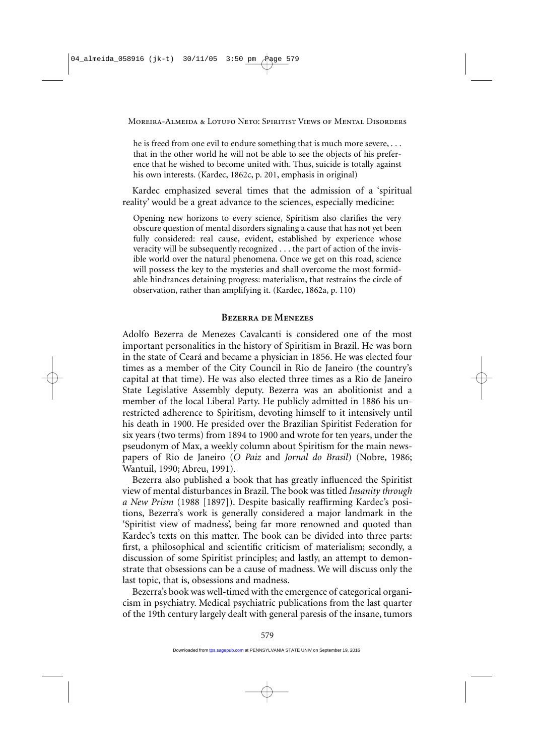he is freed from one evil to endure something that is much more severe, . . . that in the other world he will not be able to see the objects of his preference that he wished to become united with. Thus, suicide is totally against his own interests. (Kardec, 1862c, p. 201, emphasis in original)

Kardec emphasized several times that the admission of a 'spiritual reality' would be a great advance to the sciences, especially medicine:

> Opening new horizons to every science, Spiritism also clarifies the very obscure question of mental disorders signaling a cause that has not yet been fully considered: real cause, evident, established by experience whose veracity will be subsequently recognized . . . the part of action of the invisible world over the natural phenomena. Once we get on this road, science will possess the key to the mysteries and shall overcome the most formidable hindrances detaining progress: materialism, that restrains the circle of observation, rather than amplifying it. (Kardec, 1862a, p. 110)

## Bezerra de Menezes

Adolfo Bezerra de Menezes Cavalcanti is considered one of the most important personalities in the history of Spiritism in Brazil. He was born in the state of Ceará and became a physician in 1856. He was elected four times as a member of the City Council in Rio de Janeiro (the country's capital at that time). He was also elected three times as a Rio de Janeiro State Legislative Assembly deputy. Bezerra was an abolitionist and a member of the local Liberal Party. He publicly admitted in 1886 his unrestricted adherence to Spiritism, devoting himself to it intensively until his death in 1900. He presided over the Brazilian Spiritist Federation for six years (two terms) from 1894 to 1900 and wrote for ten years, under the pseudonym of Max, a weekly column about Spiritism for the main newspapers of Rio de Janeiro (*O Paiz* and *Jornal do Brasil*) (Nobre, 1986; Wantuil, 1990; Abreu, 1991).

Bezerra also published a book that has greatly influenced the Spiritist view of mental disturbances in Brazil. The book was titled *Insanity through a New Prism* (1988 [1897]). Despite basically reaffirming Kardec's positions, Bezerra's work is generally considered a major landmark in the 'Spiritist view of madness', being far more renowned and quoted than Kardec's texts on this matter. The book can be divided into three parts: first, a philosophical and scientific criticism of materialism; secondly, a discussion of some Spiritist principles; and lastly, an attempt to demonstrate that obsessions can be a cause of madness. We will discuss only the last topic, that is, obsessions and madness.

Bezerra's book was well-timed with the emergence of categorical organicism in psychiatry. Medical psychiatric publications from the last quarter of the 19th century largely dealt with general paresis of the insane, tumors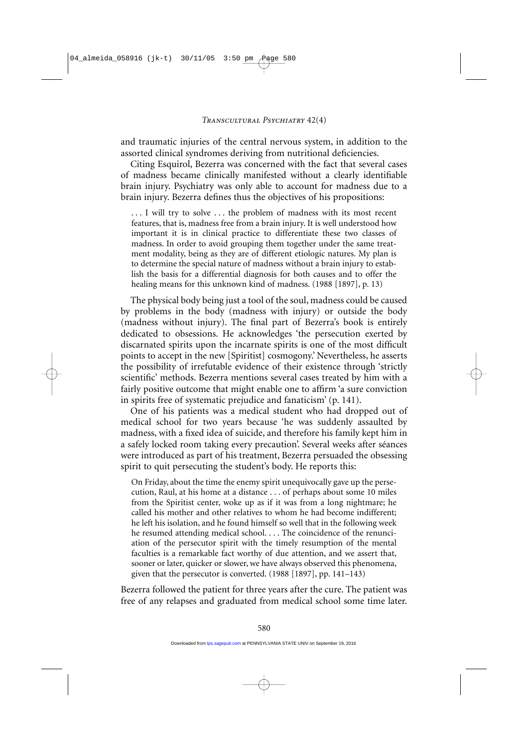and traumatic injuries of the central nervous system, in addition to the assorted clinical syndromes deriving from nutritional deficiencies.

Citing Esquirol, Bezerra was concerned with the fact that several cases of madness became clinically manifested without a clearly identifiable brain injury. Psychiatry was only able to account for madness due to a brain injury. Bezerra defines thus the objectives of his propositions:

> . . . I will try to solve . . . the problem of madness with its most recent features, that is, madness free from a brain injury. It is well understood how important it is in clinical practice to differentiate these two classes of madness. In order to avoid grouping them together under the same treatment modality, being as they are of different etiologic natures. My plan is to determine the special nature of madness without a brain injury to establish the basis for a differential diagnosis for both causes and to offer the healing means for this unknown kind of madness. (1988 [1897], p. 13)

The physical body being just a tool of the soul, madness could be caused by problems in the body (madness with injury) or outside the body (madness without injury). The final part of Bezerra's book is entirely dedicated to obsessions. He acknowledges 'the persecution exerted by discarnated spirits upon the incarnate spirits is one of the most difficult points to accept in the new [Spiritist] cosmogony.' Nevertheless, he asserts the possibility of irrefutable evidence of their existence through 'strictly scientific' methods. Bezerra mentions several cases treated by him with a fairly positive outcome that might enable one to affirm 'a sure conviction in spirits free of systematic prejudice and fanaticism' (p. 141).

One of his patients was a medical student who had dropped out of medical school for two years because 'he was suddenly assaulted by madness, with a fixed idea of suicide, and therefore his family kept him in a safely locked room taking every precaution'. Several weeks after séances were introduced as part of his treatment, Bezerra persuaded the obsessing spirit to quit persecuting the student's body. He reports this:

> On Friday, about the time the enemy spirit unequivocally gave up the persecution, Raul, at his home at a distance . . . of perhaps about some 10 miles from the Spiritist center, woke up as if it was from a long nightmare; he called his mother and other relatives to whom he had become indifferent; he left his isolation, and he found himself so well that in the following week he resumed attending medical school. . . . The coincidence of the renunciation of the persecutor spirit with the timely resumption of the mental faculties is a remarkable fact worthy of due attention, and we assert that, sooner or later, quicker or slower, we have always observed this phenomena, given that the persecutor is converted. (1988 [1897], pp. 141–143)

Bezerra followed the patient for three years after the cure. The patient was free of any relapses and graduated from medical school some time later.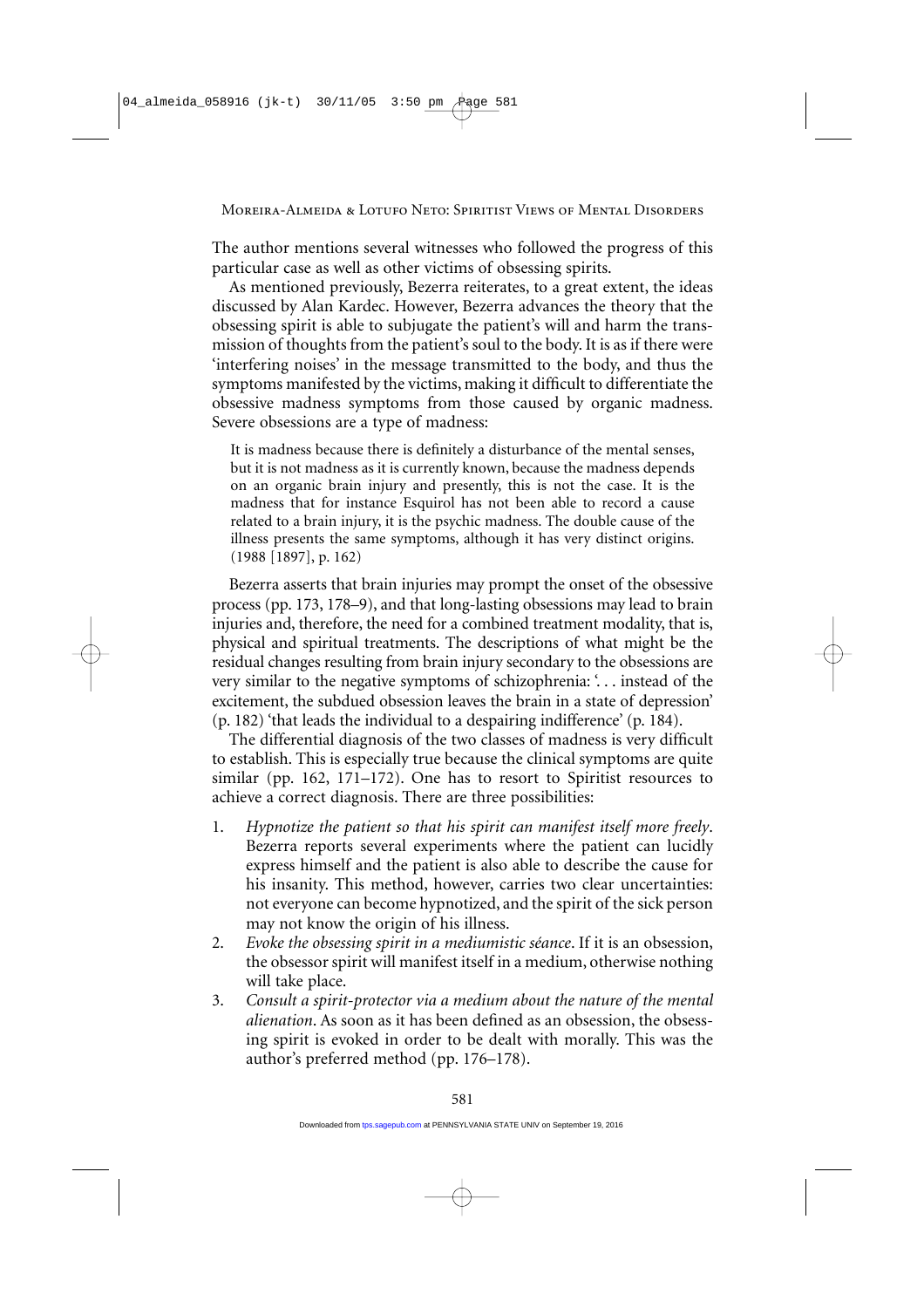The author mentions several witnesses who followed the progress of this particular case as well as other victims of obsessing spirits.

As mentioned previously, Bezerra reiterates, to a great extent, the ideas discussed by Alan Kardec. However, Bezerra advances the theory that the obsessing spirit is able to subjugate the patient's will and harm the transmission of thoughts from the patient's soul to the body. It is as if there were 'interfering noises' in the message transmitted to the body, and thus the symptoms manifested by the victims, making it difficult to differentiate the obsessive madness symptoms from those caused by organic madness. Severe obsessions are a type of madness:

> It is madness because there is definitely a disturbance of the mental senses, but it is not madness as it is currently known, because the madness depends on an organic brain injury and presently, this is not the case. It is the madness that for instance Esquirol has not been able to record a cause related to a brain injury, it is the psychic madness. The double cause of the illness presents the same symptoms, although it has very distinct origins. (1988 [1897], p. 162)

Bezerra asserts that brain injuries may prompt the onset of the obsessive process (pp. 173, 178–9), and that long-lasting obsessions may lead to brain injuries and, therefore, the need for a combined treatment modality, that is, physical and spiritual treatments. The descriptions of what might be the residual changes resulting from brain injury secondary to the obsessions are very similar to the negative symptoms of schizophrenia: '. . . instead of the excitement, the subdued obsession leaves the brain in a state of depression' (p. 182) 'that leads the individual to a despairing indifference' (p. 184).

The differential diagnosis of the two classes of madness is very difficult to establish. This is especially true because the clinical symptoms are quite similar (pp. 162, 171–172). One has to resort to Spiritist resources to achieve a correct diagnosis. There are three possibilities:

1. *Hypnotize the patient so that his spirit can manifest itself more freely*. Bezerra reports several experiments where the patient can lucidly express himself and the patient is also able to describe the cause for his insanity. This method, however, carries two clear uncertainties: not everyone can become hypnotized, and the spirit of the sick person may not know the origin of his illness.
2. *Evoke the obsessing spirit in a mediumistic séance*. If it is an obsession, the obsessor spirit will manifest itself in a medium, otherwise nothing will take place.
3. *Consult a spirit-protector via a medium about the nature of the mental alienation*. As soon as it has been defined as an obsession, the obsessing spirit is evoked in order to be dealt with morally. This was the author's preferred method (pp. 176–178).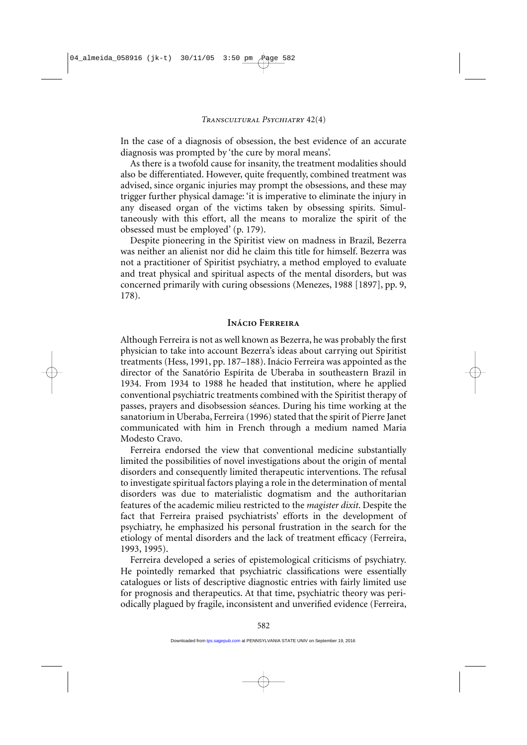In the case of a diagnosis of obsession, the best evidence of an accurate diagnosis was prompted by 'the cure by moral means'.

As there is a twofold cause for insanity, the treatment modalities should also be differentiated. However, quite frequently, combined treatment was advised, since organic injuries may prompt the obsessions, and these may trigger further physical damage: 'it is imperative to eliminate the injury in any diseased organ of the victims taken by obsessing spirits. Simultaneously with this effort, all the means to moralize the spirit of the obsessed must be employed' (p. 179).

Despite pioneering in the Spiritist view on madness in Brazil, Bezerra was neither an alienist nor did he claim this title for himself. Bezerra was not a practitioner of Spiritist psychiatry, a method employed to evaluate and treat physical and spiritual aspects of the mental disorders, but was concerned primarily with curing obsessions (Menezes, 1988 [1897], pp. 9, 178).

## Inácio Ferreira

Although Ferreira is not as well known as Bezerra, he was probably the first physician to take into account Bezerra's ideas about carrying out Spiritist treatments (Hess, 1991, pp. 187–188). Inácio Ferreira was appointed as the director of the Sanatório Espírita de Uberaba in southeastern Brazil in 1934. From 1934 to 1988 he headed that institution, where he applied conventional psychiatric treatments combined with the Spiritist therapy of passes, prayers and disobsession séances. During his time working at the sanatorium in Uberaba, Ferreira (1996) stated that the spirit of Pierre Janet communicated with him in French through a medium named Maria Modesto Cravo.

Ferreira endorsed the view that conventional medicine substantially limited the possibilities of novel investigations about the origin of mental disorders and consequently limited therapeutic interventions. The refusal to investigate spiritual factors playing a role in the determination of mental disorders was due to materialistic dogmatism and the authoritarian features of the academic milieu restricted to the *magister dixit*. Despite the fact that Ferreira praised psychiatrists' efforts in the development of psychiatry, he emphasized his personal frustration in the search for the etiology of mental disorders and the lack of treatment efficacy (Ferreira, 1993, 1995).

Ferreira developed a series of epistemological criticisms of psychiatry. He pointedly remarked that psychiatric classifications were essentially catalogues or lists of descriptive diagnostic entries with fairly limited use for prognosis and therapeutics. At that time, psychiatric theory was periodically plagued by fragile, inconsistent and unverified evidence (Ferreira,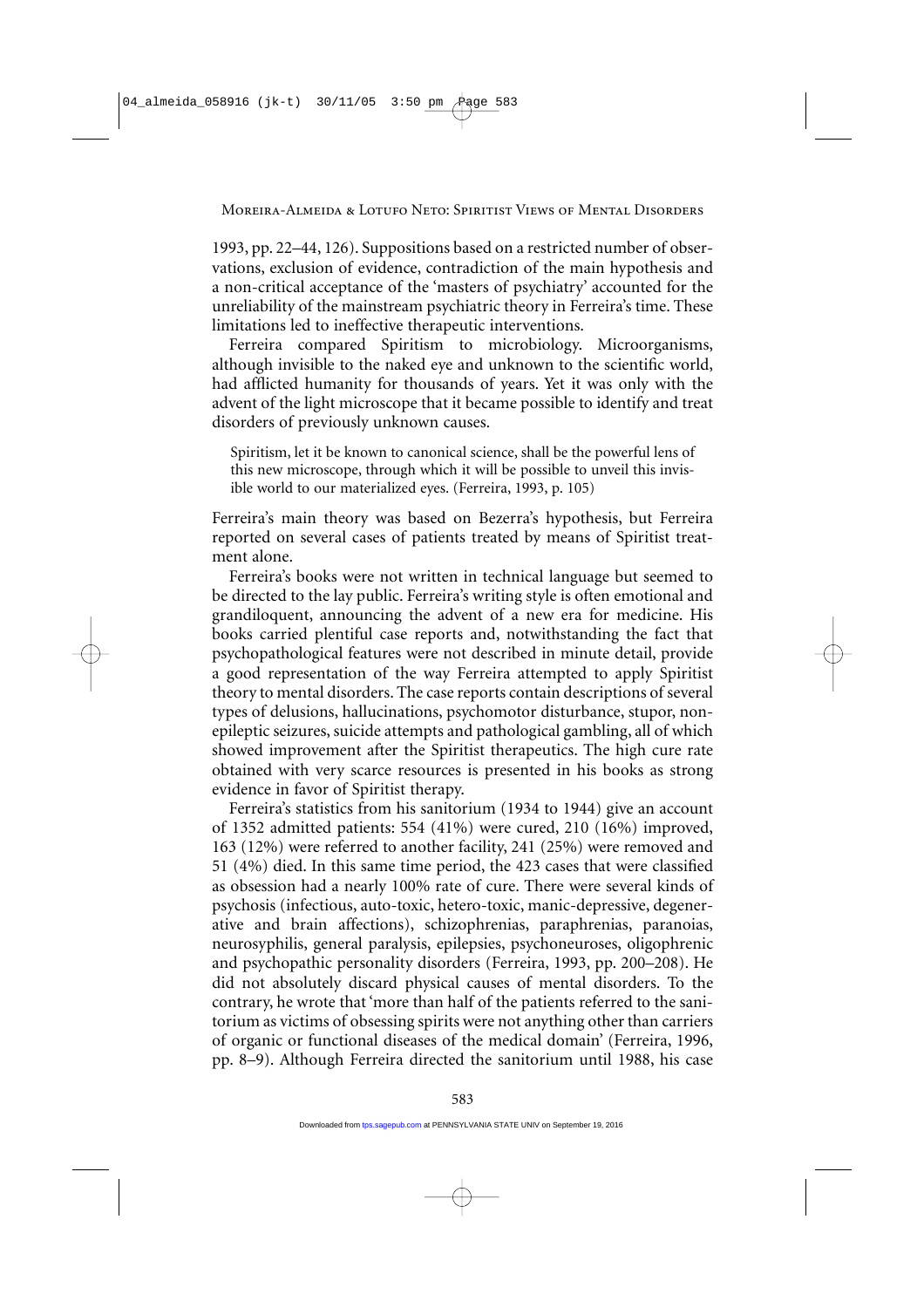1993, pp. 22–44, 126). Suppositions based on a restricted number of observations, exclusion of evidence, contradiction of the main hypothesis and a non-critical acceptance of the 'masters of psychiatry' accounted for the unreliability of the mainstream psychiatric theory in Ferreira's time. These limitations led to ineffective therapeutic interventions.

Ferreira compared Spiritism to microbiology. Microorganisms, although invisible to the naked eye and unknown to the scientific world, had afflicted humanity for thousands of years. Yet it was only with the advent of the light microscope that it became possible to identify and treat disorders of previously unknown causes.

> Spiritism, let it be known to canonical science, shall be the powerful lens of this new microscope, through which it will be possible to unveil this invisible world to our materialized eyes. (Ferreira, 1993, p. 105)

Ferreira's main theory was based on Bezerra's hypothesis, but Ferreira reported on several cases of patients treated by means of Spiritist treatment alone.

Ferreira's books were not written in technical language but seemed to be directed to the lay public. Ferreira's writing style is often emotional and grandiloquent, announcing the advent of a new era for medicine. His books carried plentiful case reports and, notwithstanding the fact that psychopathological features were not described in minute detail, provide a good representation of the way Ferreira attempted to apply Spiritist theory to mental disorders. The case reports contain descriptions of several types of delusions, hallucinations, psychomotor disturbance, stupor, non-epileptic seizures, suicide attempts and pathological gambling, all of which showed improvement after the Spiritist therapeutics. The high cure rate obtained with very scarce resources is presented in his books as strong evidence in favor of Spiritist therapy.

Ferreira's statistics from his sanitorium (1934 to 1944) give an account of 1352 admitted patients: 554 (41%) were cured, 210 (16%) improved, 163 (12%) were referred to another facility, 241 (25%) were removed and 51 (4%) died. In this same time period, the 423 cases that were classified as obsession had a nearly 100% rate of cure. There were several kinds of psychosis (infectious, auto-toxic, hetero-toxic, manic-depressive, degenerative and brain affections), schizophrenias, paraphrenias, paranoias, neurosyphilis, general paralysis, epilepsies, psychoneuroses, oligophrenic and psychopathic personality disorders (Ferreira, 1993, pp. 200–208). He did not absolutely discard physical causes of mental disorders. To the contrary, he wrote that 'more than half of the patients referred to the sanitorium as victims of obsessing spirits were not anything other than carriers of organic or functional diseases of the medical domain' (Ferreira, 1996, pp. 8–9). Although Ferreira directed the sanitorium until 1988, his case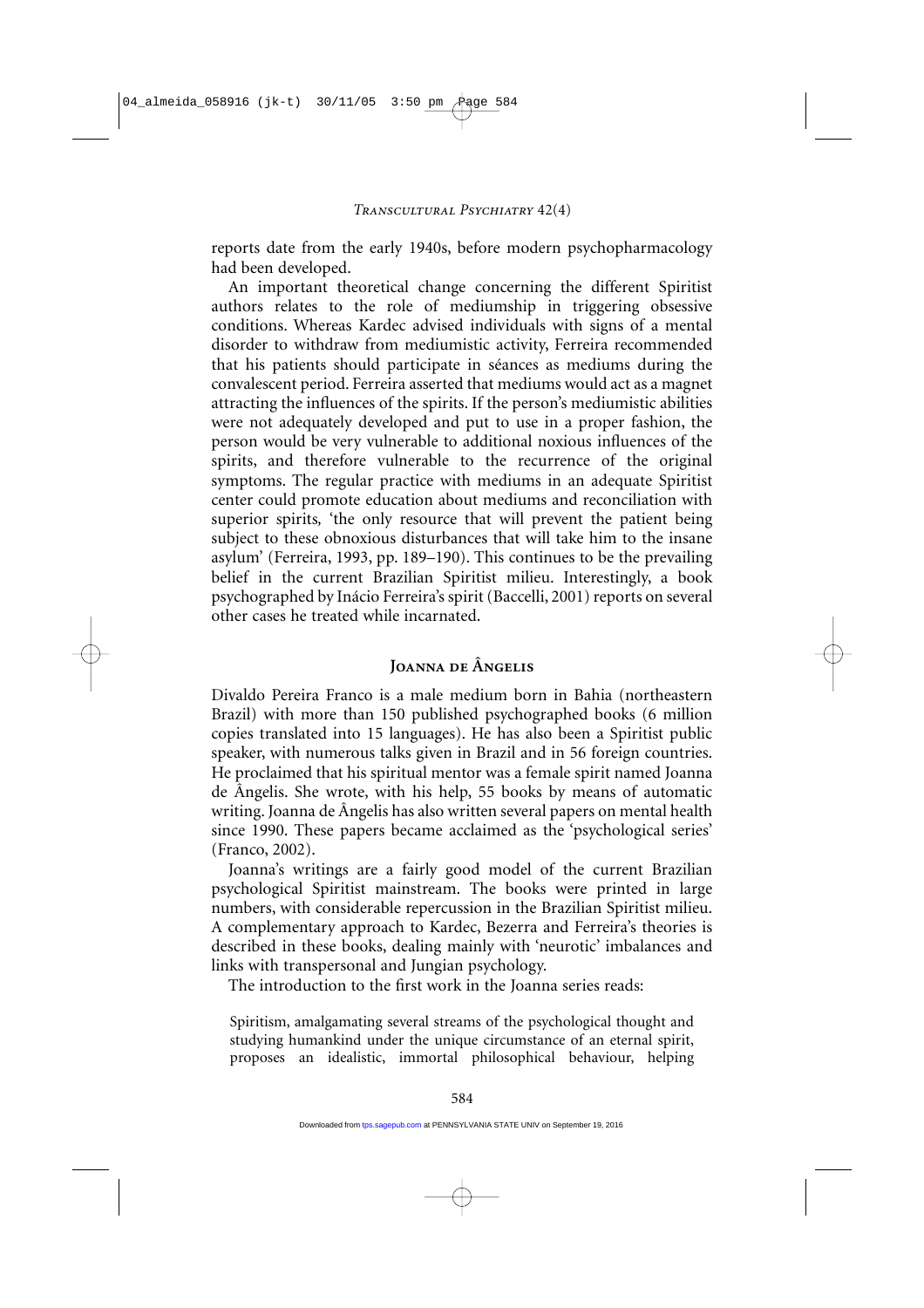reports date from the early 1940s, before modern psychopharmacology had been developed.

An important theoretical change concerning the different Spiritist authors relates to the role of mediumship in triggering obsessive conditions. Whereas Kardec advised individuals with signs of a mental disorder to withdraw from mediumistic activity, Ferreira recommended that his patients should participate in séances as mediums during the convalescent period. Ferreira asserted that mediums would act as a magnet attracting the influences of the spirits. If the person's mediumistic abilities were not adequately developed and put to use in a proper fashion, the person would be very vulnerable to additional noxious influences of the spirits, and therefore vulnerable to the recurrence of the original symptoms. The regular practice with mediums in an adequate Spiritist center could promote education about mediums and reconciliation with superior spirits, 'the only resource that will prevent the patient being subject to these obnoxious disturbances that will take him to the insane asylum' (Ferreira, 1993, pp. 189–190). This continues to be the prevailing belief in the current Brazilian Spiritist milieu. Interestingly, a book psychographed by Inácio Ferreira's spirit (Baccelli, 2001) reports on several other cases he treated while incarnated.

## Joanna de Ângelis

Divaldo Pereira Franco is a male medium born in Bahia (northeastern Brazil) with more than 150 published psychographed books (6 million copies translated into 15 languages). He has also been a Spiritist public speaker, with numerous talks given in Brazil and in 56 foreign countries. He proclaimed that his spiritual mentor was a female spirit named Joanna de Ângelis. She wrote, with his help, 55 books by means of automatic writing. Joanna de Ângelis has also written several papers on mental health since 1990. These papers became acclaimed as the 'psychological series' (Franco, 2002).

Joanna's writings are a fairly good model of the current Brazilian psychological Spiritist mainstream. The books were printed in large numbers, with considerable repercussion in the Brazilian Spiritist milieu. A complementary approach to Kardec, Bezerra and Ferreira's theories is described in these books, dealing mainly with 'neurotic' imbalances and links with transpersonal and Jungian psychology.

The introduction to the first work in the Joanna series reads:

> Spiritism, amalgamating several streams of the psychological thought and studying humankind under the unique circumstance of an eternal spirit, proposes an idealistic, immortal philosophical behaviour, helping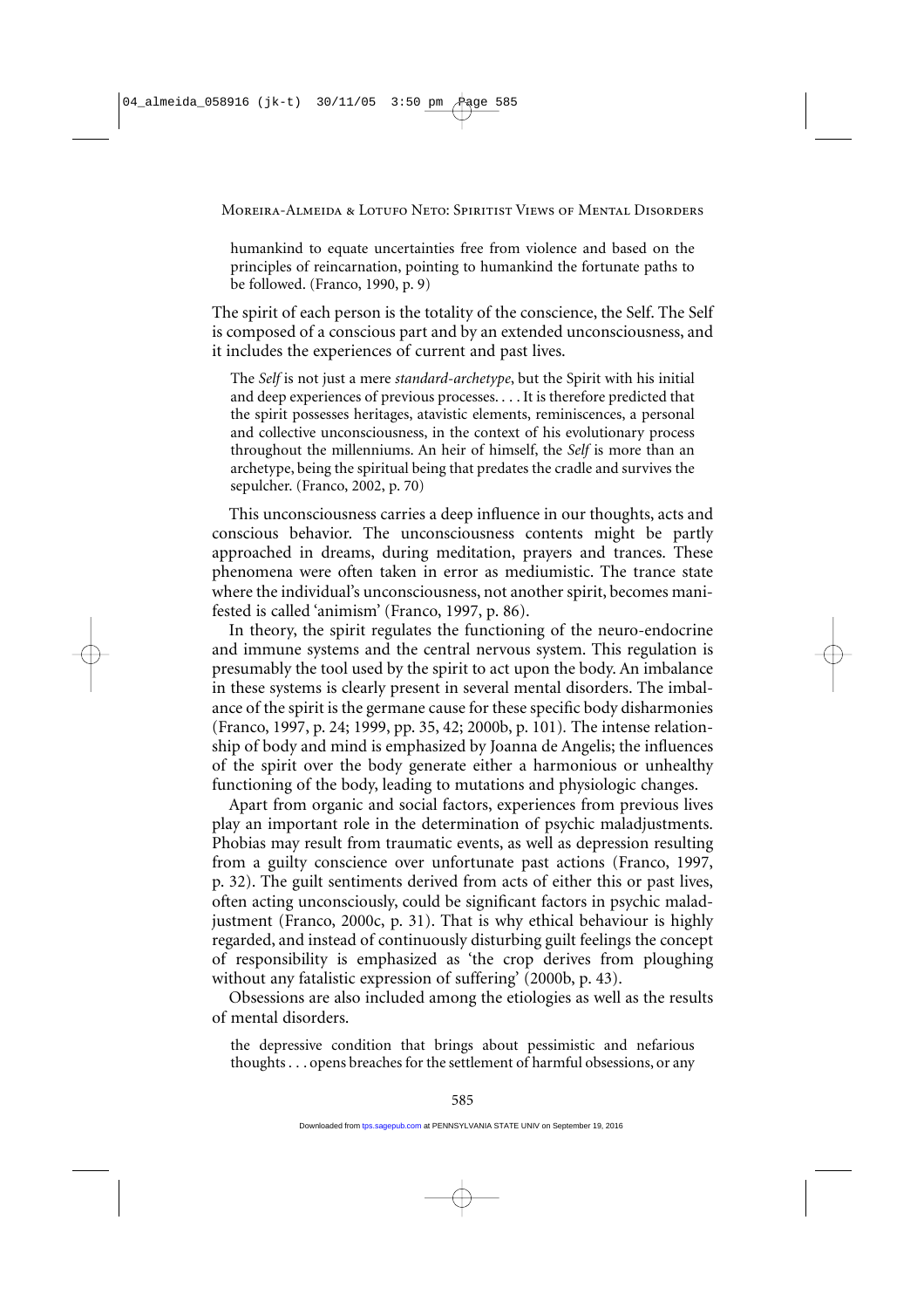> humankind to equate uncertainties free from violence and based on the principles of reincarnation, pointing to humankind the fortunate paths to be followed. (Franco, 1990, p. 9)

The spirit of each person is the totality of the conscience, the Self. The Self is composed of a conscious part and by an extended unconsciousness, and it includes the experiences of current and past lives.

> The *Self* is not just a mere *standard-archetype*, but the Spirit with his initial and deep experiences of previous processes. . . . It is therefore predicted that the spirit possesses heritages, atavistic elements, reminiscences, a personal and collective unconsciousness, in the context of his evolutionary process throughout the milleniums. An heir of himself, the *Self* is more than an archetype, being the spiritual being that predates the cradle and survives the sepulcher. (Franco, 2002, p. 70)

This unconsciousness carries a deep influence in our thoughts, acts and conscious behavior. The unconsciousness contents might be partly approached in dreams, during meditation, prayers and trances. These phenomena were often taken in error as mediumistic. The trance state where the individual's unconsciousness, not another spirit, becomes manifested is called 'animism' (Franco, 1997, p. 86).

In theory, the spirit regulates the functioning of the neuro-endocrine and immune systems and the central nervous system. This regulation is presumably the tool used by the spirit to act upon the body. An imbalance in these systems is clearly present in several mental disorders. The imbalance of the spirit is the germane cause for these specific body disharmonies (Franco, 1997, p. 24; 1999, pp. 35, 42; 2000b, p. 101). The intense relationship of body and mind is emphasized by Joanna de Angelis; the influences of the spirit over the body generate either a harmonious or unhealthy functioning of the body, leading to mutations and physiologic changes.

Apart from organic and social factors, experiences from previous lives play an important role in the determination of psychic maladjustments. Phobias may result from traumatic events, as well as depression resulting from a guilty conscience over unfortunate past actions (Franco, 1997, p. 32). The guilt sentiments derived from acts of either this or past lives, often acting unconsciously, could be significant factors in psychic maladjustment (Franco, 2000c, p. 31). That is why ethical behaviour is highly regarded, and instead of continuously disturbing guilt feelings the concept of responsibility is emphasized as 'the crop derives from ploughing without any fatalistic expression of suffering' (2000b, p. 43).

Obsessions are also included among the etiologies as well as the results of mental disorders.

> the depressive condition that brings about pessimistic and nefarious thoughts . . . opens breaches for the settlement of harmful obsessions, or any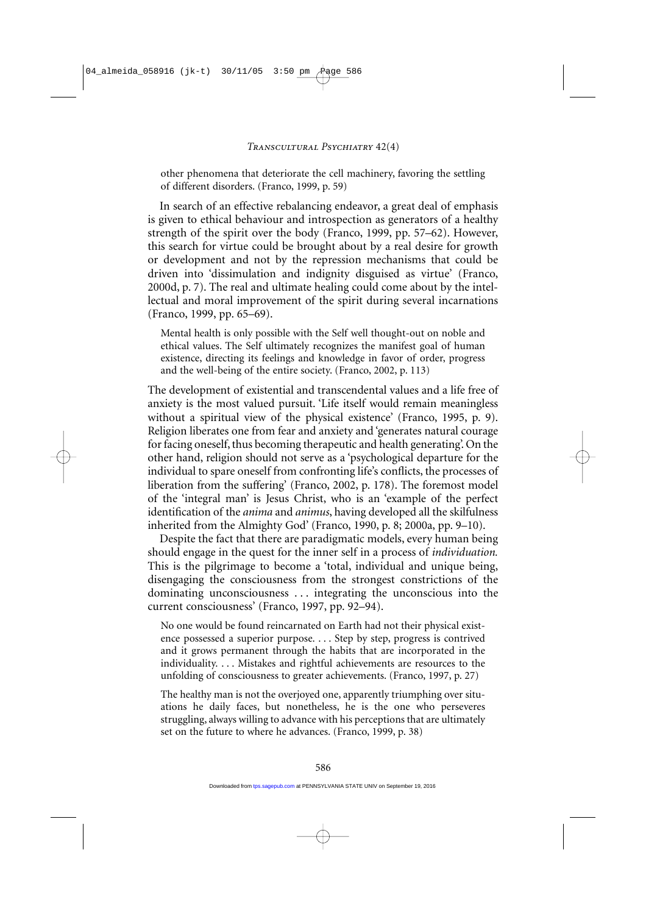> other phenomena that deteriorate the cell machinery, favoring the settling of different disorders. (Franco, 1999, p. 59)

In search of an effective rebalancing endeavor, a great deal of emphasis is given to ethical behaviour and introspection as generators of a healthy strength of the spirit over the body (Franco, 1999, pp. 57–62). However, this search for virtue could be brought about by a real desire for growth or development and not by the repression mechanisms that could be driven into 'dissimulation and indignity disguised as virtue' (Franco, 2000d, p. 7). The real and ultimate healing could come about by the intellectual and moral improvement of the spirit during several incarnations (Franco, 1999, pp. 65–69).

> Mental health is only possible with the Self well thought-out on noble and ethical values. The Self ultimately recognizes the manifest goal of human existence, directing its feelings and knowledge in favor of order, progress and the well-being of the entire society. (Franco, 2002, p. 113)

The development of existential and transcendental values and a life free of anxiety is the most valued pursuit. 'Life itself would remain meaningless without a spiritual view of the physical existence' (Franco, 1995, p. 9). Religion liberates one from fear and anxiety and 'generates natural courage for facing oneself, thus becoming therapeutic and health generating'. On the other hand, religion should not serve as a 'psychological departure for the individual to spare oneself from confronting life's conflicts, the processes of liberation from the suffering' (Franco, 2002, p. 178). The foremost model of the 'integral man' is Jesus Christ, who is an 'example of the perfect identification of the *anima* and *animus*, having developed all the skilfulness inherited from the Almighty God' (Franco, 1990, p. 8; 2000a, pp. 9–10).

Despite the fact that there are paradigmatic models, every human being should engage in the quest for the inner self in a process of *individuation.* This is the pilgrimage to become a 'total, individual and unique being, disengaging the consciousness from the strongest constrictions of the dominating unconsciousness . . . integrating the unconscious into the current consciousness' (Franco, 1997, pp. 92–94).

> No one would be found reincarnated on Earth had not their physical existence possessed a superior purpose. . . . Step by step, progress is contrived and it grows permanent through the habits that are incorporated in the individuality. . . . Mistakes and rightful achievements are resources to the unfolding of consciousness to greater achievements. (Franco, 1997, p. 27)

> The healthy man is not the overjoyed one, apparently triumphing over situations he daily faces, but nonetheless, he is the one who perseveres struggling, always willing to advance with his perceptions that are ultimately set on the future to where he advances. (Franco, 1999, p. 38)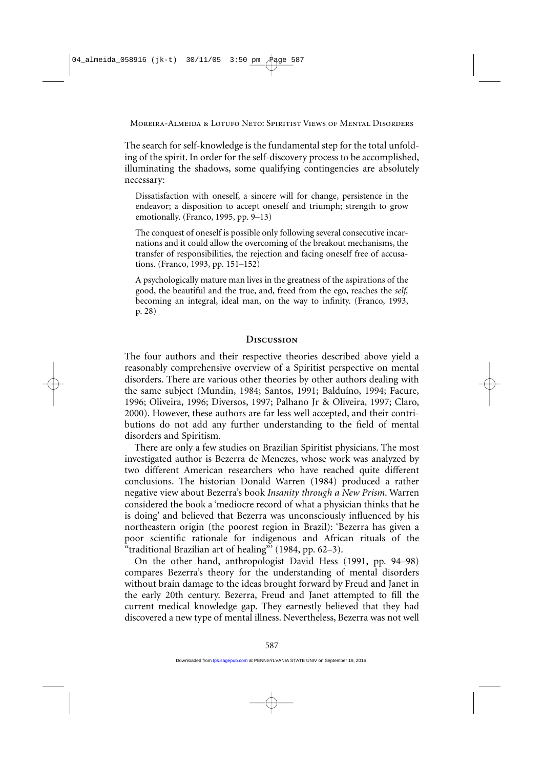The search for self-knowledge is the fundamental step for the total unfolding of the spirit. In order for the self-discovery process to be accomplished, illuminating the shadows, some qualifying contingencies are absolutely necessary:

> Dissatisfaction with oneself, a sincere will for change, persistence in the endeavor; a disposition to accept oneself and triumph; strength to grow emotionally. (Franco, 1995, pp. 9–13)

> The conquest of oneself is possible only following several consecutive incarnations and it could allow the overcoming of the breakout mechanisms, the transfer of responsibilities, the rejection and facing oneself free of accusations. (Franco, 1993, pp. 151–152)

> A psychologically mature man lives in the greatness of the aspirations of the good, the beautiful and the true, and, freed from the ego, reaches the *self*, becoming an integral, ideal man, on the way to infinity. (Franco, 1993, p. 28)

## Discussion

The four authors and their respective theories described above yield a reasonably comprehensive overview of a Spiritist perspective on mental disorders. There are various other theories by other authors dealing with the same subject (Mundin, 1984; Santos, 1991; Balduíno, 1994; Facure, 1996; Oliveira, 1996; Diversos, 1997; Palhano Jr & Oliveira, 1997; Claro, 2000). However, these authors are far less well accepted, and their contributions do not add any further understanding to the field of mental disorders and Spiritism.

There are only a few studies on Brazilian Spiritist physicians. The most investigated author is Bezerra de Menezes, whose work was analyzed by two different American researchers who have reached quite different conclusions. The historian Donald Warren (1984) produced a rather negative view about Bezerra's book *Insanity through a New Prism*. Warren considered the book a 'mediocre record of what a physician thinks that he is doing' and believed that Bezerra was unconsciously influenced by his northeastern origin (the poorest region in Brazil): 'Bezerra has given a poor scientific rationale for indigenous and African rituals of the "traditional Brazilian art of healing"' (1984, pp. 62–3).

On the other hand, anthropologist David Hess (1991, pp. 94–98) compares Bezerra's theory for the understanding of mental disorders without brain damage to the ideas brought forward by Freud and Janet in the early 20th century. Bezerra, Freud and Janet attempted to fill the current medical knowledge gap. They earnestly believed that they had discovered a new type of mental illness. Nevertheless, Bezerra was not well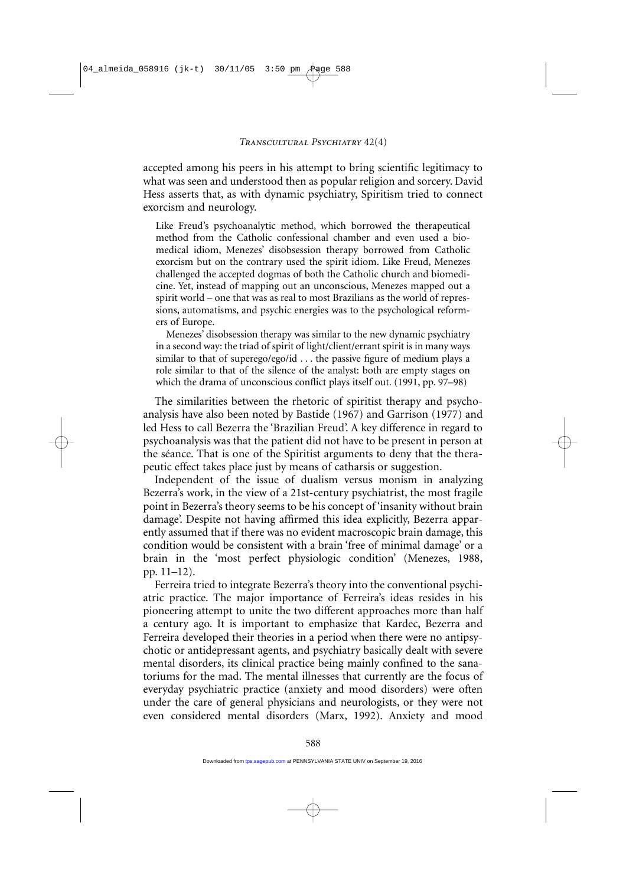accepted among his peers in his attempt to bring scientific legitimacy to what was seen and understood then as popular religion and sorcery. David Hess asserts that, as with dynamic psychiatry, Spiritism tried to connect exorcism and neurology.

> Like Freud's psychoanalytic method, which borrowed the therapeutical method from the Catholic confessional chamber and even used a biomedical idiom, Menezes' disobsession therapy borrowed from Catholic exorcism but on the contrary used the spirit idiom. Like Freud, Menezes challenged the accepted dogmas of both the Catholic church and biomedicine. Yet, instead of mapping out an unconscious, Menezes mapped out a spirit world – one that was as real to most Brazilians as the world of repressions, automatisms, and psychic energies was to the psychological reformers of Europe.
>
> Menezes' disobsession therapy was similar to the new dynamic psychiatry in a second way: the triad of spirit of light/client/errant spirit is in many ways similar to that of superego/ego/id . . . the passive figure of medium plays a role similar to that of the silence of the analyst: both are empty stages on which the drama of unconscious conflict plays itself out. (1991, pp. 97–98)

The similarities between the rhetoric of spiritist therapy and psychoanalysis have also been noted by Bastide (1967) and Garrison (1977) and led Hess to call Bezerra the 'Brazilian Freud'. A key difference in regard to psychoanalysis was that the patient did not have to be present in person at the séance. That is one of the Spiritist arguments to deny that the therapeutic effect takes place just by means of catharsis or suggestion.

Independent of the issue of dualism versus monism in analyzing Bezerra's work, in the view of a 21st-century psychiatrist, the most fragile point in Bezerra's theory seems to be his concept of 'insanity without brain damage'. Despite not having affirmed this idea explicitly, Bezerra apparently assumed that if there was no evident macroscopic brain damage, this condition would be consistent with a brain 'free of minimal damage' or a brain in the 'most perfect physiologic condition' (Menezes, 1988, pp. 11–12).

Ferreira tried to integrate Bezerra's theory into the conventional psychiatric practice. The major importance of Ferreira's ideas resides in his pioneering attempt to unite the two different approaches more than half a century ago. It is important to emphasize that Kardec, Bezerra and Ferreira developed their theories in a period when there were no antipsychotic or antidepressant agents, and psychiatry basically dealt with severe mental disorders, its clinical practice being mainly confined to the sanatoriums for the mad. The mental illnesses that currently are the focus of everyday psychiatric practice (anxiety and mood disorders) were often under the care of general physicians and neurologists, or they were not even considered mental disorders (Marx, 1992). Anxiety and mood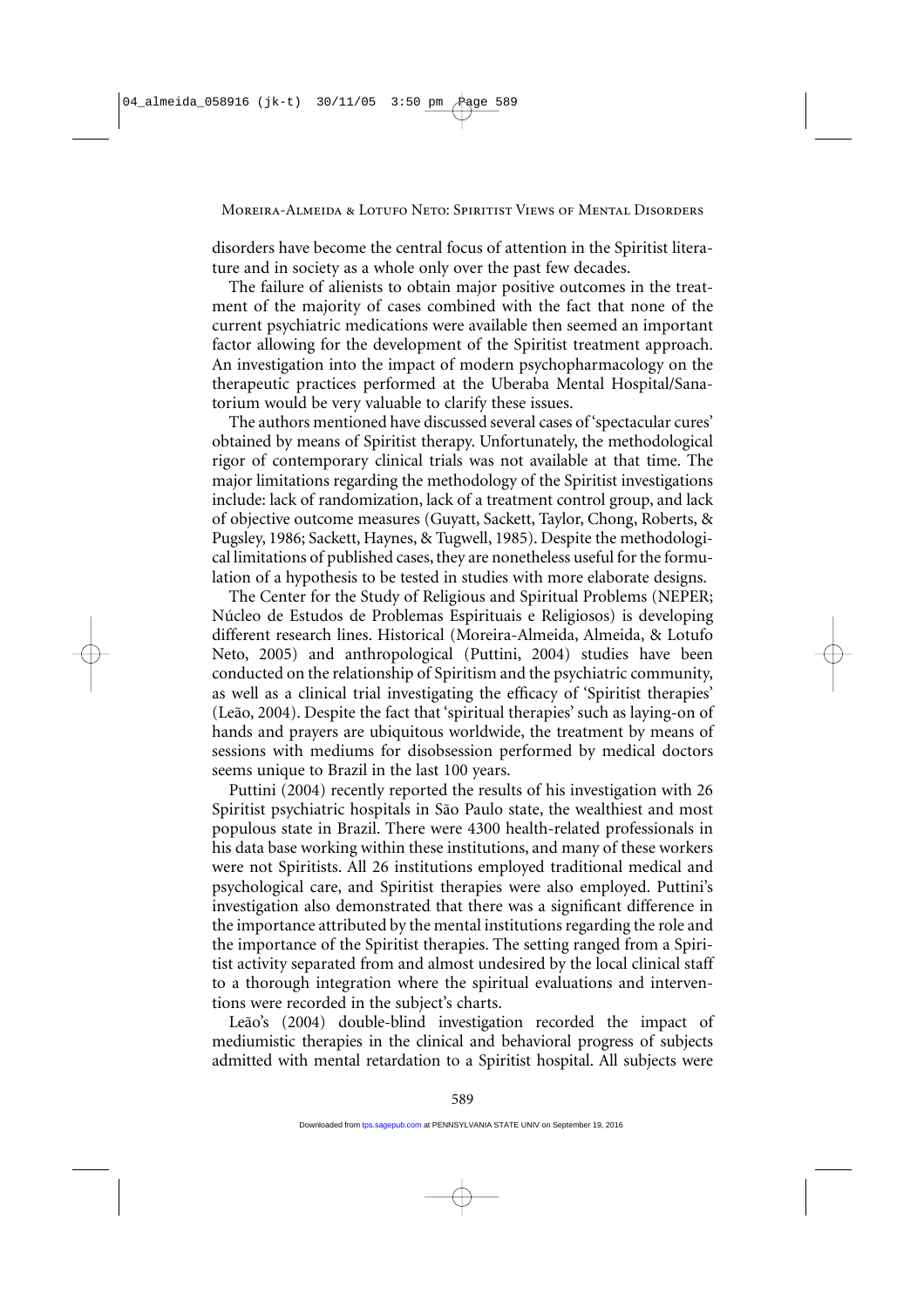disorders have become the central focus of attention in the Spiritist literature and in society as a whole only over the past few decades.

The failure of alienists to obtain major positive outcomes in the treatment of the majority of cases combined with the fact that none of the current psychiatric medications were available then seemed an important factor allowing for the development of the Spiritist treatment approach. An investigation into the impact of modern psychopharmacology on the therapeutic practices performed at the Uberaba Mental Hospital/Sanatorium would be very valuable to clarify these issues.

The authors mentioned have discussed several cases of 'spectacular cures' obtained by means of Spiritist therapy. Unfortunately, the methodological rigor of contemporary clinical trials was not available at that time. The major limitations regarding the methodology of the Spiritist investigations include: lack of randomization, lack of a treatment control group, and lack of objective outcome measures (Guyatt, Sackett, Taylor, Chong, Roberts, & Pugsley, 1986; Sackett, Haynes, & Tugwell, 1985). Despite the methodological limitations of published cases, they are nonetheless useful for the formulation of a hypothesis to be tested in studies with more elaborate designs.

The Center for the Study of Religious and Spiritual Problems (NEPER; Núcleo de Estudos de Problemas Espirituais e Religiosos) is developing different research lines. Historical (Moreira-Almeida, Almeida, & Lotufo Neto, 2005) and anthropological (Puttini, 2004) studies have been conducted on the relationship of Spiritism and the psychiatric community, as well as a clinical trial investigating the efficacy of 'Spiritist therapies' (Leão, 2004). Despite the fact that 'spiritual therapies' such as laying-on of hands and prayers are ubiquitous worldwide, the treatment by means of sessions with mediums for disobsession performed by medical doctors seems unique to Brazil in the last 100 years.

Puttini (2004) recently reported the results of his investigation with 26 Spiritist psychiatric hospitals in São Paulo state, the wealthiest and most populous state in Brazil. There were 4300 health-related professionals in his data base working within these institutions, and many of these workers were not Spiritists. All 26 institutions employed traditional medical and psychological care, and Spiritist therapies were also employed. Puttini's investigation also demonstrated that there was a significant difference in the importance attributed by the mental institutions regarding the role and the importance of the Spiritist therapies. The setting ranged from a Spiritist activity separated from and almost undesired by the local clinical staff to a thorough integration where the spiritual evaluations and interventions were recorded in the subject's charts.

Leão's (2004) double-blind investigation recorded the impact of mediumistic therapies in the clinical and behavioral progress of subjects admitted with mental retardation to a Spiritist hospital. All subjects were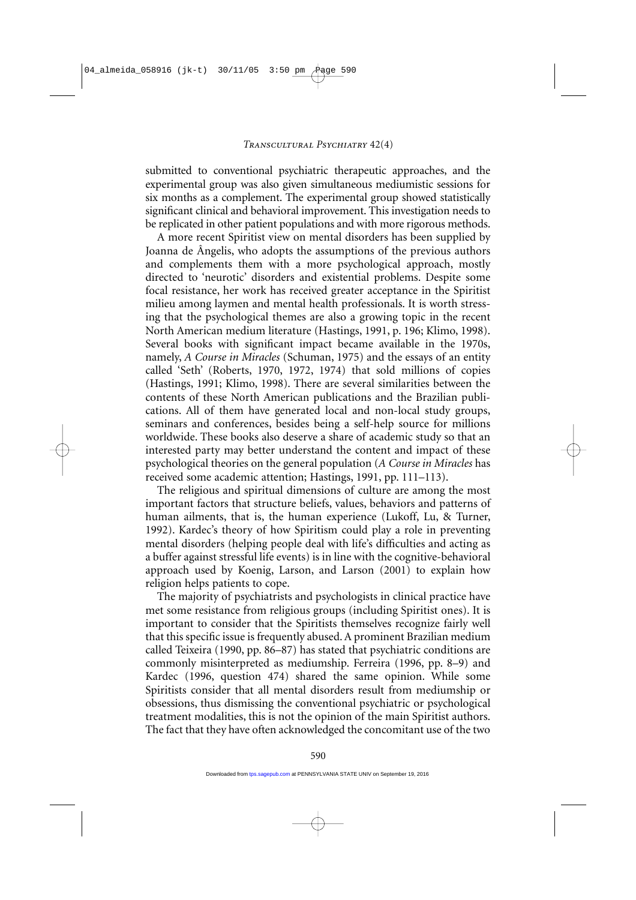submitted to conventional psychiatric therapeutic approaches, and the experimental group was also given simultaneous mediumistic sessions for six months as a complement. The experimental group showed statistically significant clinical and behavioral improvement. This investigation needs to be replicated in other patient populations and with more rigorous methods.

A more recent Spiritist view on mental disorders has been supplied by Joanna de Ângelis, who adopts the assumptions of the previous authors and complements them with a more psychological approach, mostly directed to 'neurotic' disorders and existential problems. Despite some focal resistance, her work has received greater acceptance in the Spiritist milieu among laymen and mental health professionals. It is worth stressing that the psychological themes are also a growing topic in the recent North American medium literature (Hastings, 1991, p. 196; Klimo, 1998). Several books with significant impact became available in the 1970s, namely, *A Course in Miracles* (Schuman, 1975) and the essays of an entity called 'Seth' (Roberts, 1970, 1972, 1974) that sold millions of copies (Hastings, 1991; Klimo, 1998). There are several similarities between the contents of these North American publications and the Brazilian publications. All of them have generated local and non-local study groups, seminars and conferences, besides being a self-help source for millions worldwide. These books also deserve a share of academic study so that an interested party may better understand the content and impact of these psychological theories on the general population (*A Course in Miracles* has received some academic attention; Hastings, 1991, pp. 111–113).

The religious and spiritual dimensions of culture are among the most important factors that structure beliefs, values, behaviors and patterns of human ailments, that is, the human experience (Lukoff, Lu, & Turner, 1992). Kardec's theory of how Spiritism could play a role in preventing mental disorders (helping people deal with life's difficulties and acting as a buffer against stressful life events) is in line with the cognitive-behavioral approach used by Koenig, Larson, and Larson (2001) to explain how religion helps patients to cope.

The majority of psychiatrists and psychologists in clinical practice have met some resistance from religious groups (including Spiritist ones). It is important to consider that the Spiritists themselves recognize fairly well that this specific issue is frequently abused. A prominent Brazilian medium called Teixeira (1990, pp. 86–87) has stated that psychiatric conditions are commonly misinterpreted as mediumship. Ferreira (1996, pp. 8–9) and Kardec (1996, question 474) shared the same opinion. While some Spiritists consider that all mental disorders result from mediumship or obsessions, thus dismissing the conventional psychiatric or psychological treatment modalities, this is not the opinion of the main Spiritist authors. The fact that they have often acknowledged the concomitant use of the two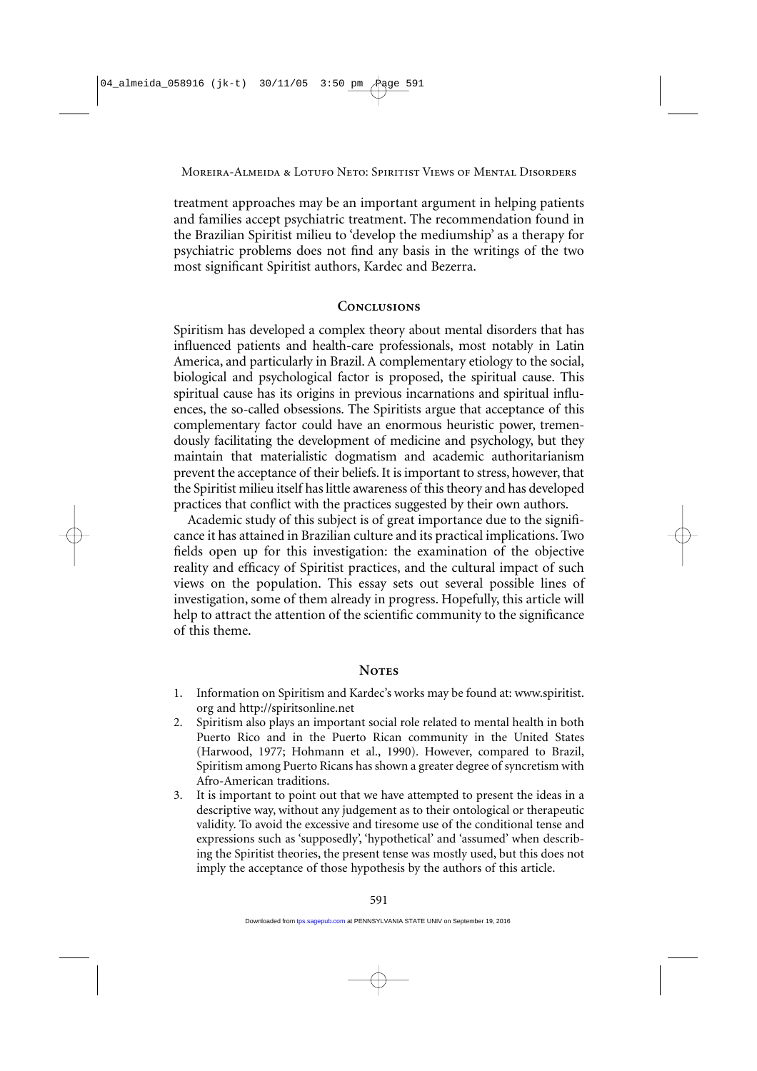treatment approaches may be an important argument in helping patients and families accept psychiatric treatment. The recommendation found in the Brazilian Spiritist milieu to 'develop the mediumship' as a therapy for psychiatric problems does not find any basis in the writings of the two most significant Spiritist authors, Kardec and Bezerra.

## Conclusions

Spiritism has developed a complex theory about mental disorders that has influenced patients and health-care professionals, most notably in Latin America, and particularly in Brazil. A complementary etiology to the social, biological and psychological factor is proposed, the spiritual cause. This spiritual cause has its origins in previous incarnations and spiritual influences, the so-called obsessions. The Spiritists argue that acceptance of this complementary factor could have an enormous heuristic power, tremendously facilitating the development of medicine and psychology, but they maintain that materialistic dogmatism and academic authoritarianism prevent the acceptance of their beliefs. It is important to stress, however, that the Spiritist milieu itself has little awareness of this theory and has developed practices that conflict with the practices suggested by their own authors.

Academic study of this subject is of great importance due to the significance it has attained in Brazilian culture and its practical implications. Two fields open up for this investigation: the examination of the objective reality and efficacy of Spiritist practices, and the cultural impact of such views on the population. This essay sets out several possible lines of investigation, some of them already in progress. Hopefully, this article will help to attract the attention of the scientific community to the significance of this theme.

## Notes

1. Information on Spiritism and Kardec's works may be found at: www.spiritist.org and http://spiritsonline.net
2. Spiritism also plays an important social role related to mental health in both Puerto Rico and in the Puerto Rican community in the United States (Harwood, 1977; Hohmann et al., 1990). However, compared to Brazil, Spiritism among Puerto Ricans has shown a greater degree of syncretism with Afro-American traditions.
3. It is important to point out that we have attempted to present the ideas in a descriptive way, without any judgement as to their ontological or therapeutic validity. To avoid the excessive and tiresome use of the conditional tense and expressions such as 'supposedly', 'hypothetical' and 'assumed' when describing the Spiritist theories, the present tense was mostly used, but this does not imply the acceptance of those hypothesis by the authors of this article.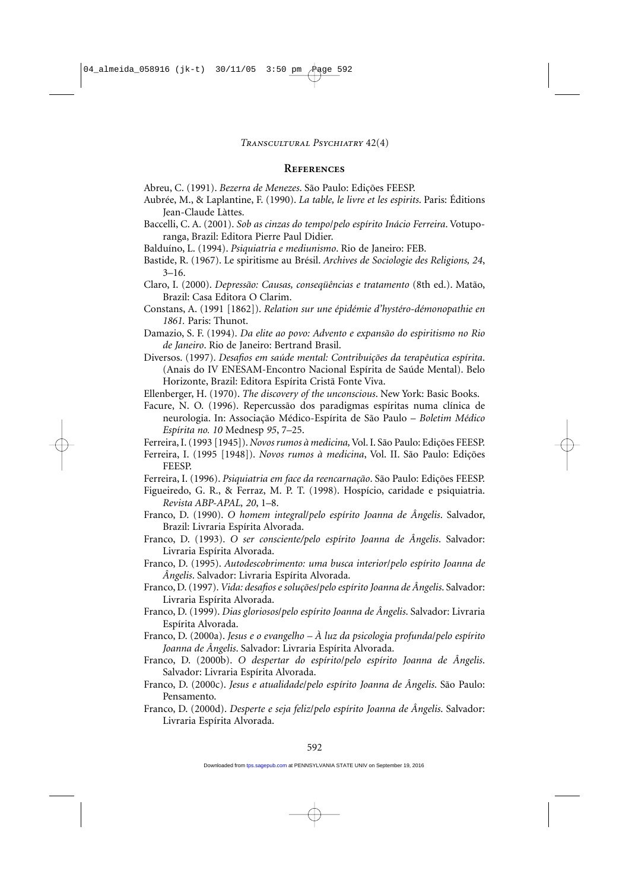## References

Abreu, C. (1991). *Bezerra de Menezes*. São Paulo: Edições FEESP.

Aubrée, M., & Laplantine, F. (1990). *La table, le livre et les espirits*. Paris: Éditions Jean-Claude Làttes.

Baccelli, C. A. (2001). *Sob as cinzas do tempo/pelo espírito Inácio Ferreira*. Votuporanga, Brazil: Editora Pierre Paul Didier.

Balduíno, L. (1994). *Psiquiatria e mediunismo*. Rio de Janeiro: FEB.

Bastide, R. (1967). Le spiritisme au Brésil. *Archives de Sociologie des Religions, 24*, 3–16.

Claro, I. (2000). *Depressão: Causas, conseqüências e tratamento* (8th ed.). Matão, Brazil: Casa Editora O Clarim.

Constans, A. (1991 [1862]). *Relation sur une épidémie d'hystéro-démonopathie en 1861.* Paris: Thunot.

Damazio, S. F. (1994). *Da elite ao povo: Advento e expansão do espiritismo no Rio de Janeiro*. Rio de Janeiro: Bertrand Brasil.

Diversos. (1997). *Desafios em saúde mental: Contribuições da terapêutica espírita*. (Anais do IV ENESAM-Encontro Nacional Espírita de Saúde Mental). Belo Horizonte, Brazil: Editora Espírita Cristã Fonte Viva.

Ellenberger, H. (1970). *The discovery of the unconscious*. New York: Basic Books.

Facure, N. O. (1996). Repercussão dos paradigmas espíritas numa clínica de neurologia. In: Associação Médico-Espírita de São Paulo – *Boletim Médico Espírita no. 10* Mednesp *95*, 7–25.

Ferreira, I. (1993 [1945]). *Novos rumos à medicina,* Vol. I. São Paulo: Edições FEESP.

Ferreira, I. (1995 [1948]). *Novos rumos à medicina*, Vol. II. São Paulo: Edições FEESP.

Ferreira, I. (1996). *Psiquiatria em face da reencarnação*. São Paulo: Edições FEESP.

Figueiredo, G. R., & Ferraz, M. P. T. (1998). Hospício, caridade e psiquiatria. *Revista ABP-APAL, 20*, 1–8.

Franco, D. (1990). *O homem integral/pelo espírito Joanna de Ângelis*. Salvador, Brazil: Livraria Espírita Alvorada.

Franco, D. (1993). *O ser consciente/pelo espírito Joanna de Ângelis*. Salvador: Livraria Espírita Alvorada.

Franco, D. (1995). *Autodescobrimento: uma busca interior/pelo espírito Joanna de Ângelis*. Salvador: Livraria Espírita Alvorada.

Franco, D. (1997). *Vida: desafios e soluções/pelo espírito Joanna de Ângelis*. Salvador: Livraria Espírita Alvorada.

Franco, D. (1999). *Dias gloriosos/pelo espírito Joanna de Ângelis*. Salvador: Livraria Espírita Alvorada.

Franco, D. (2000a). *Jesus e o evangelho – À luz da psicologia profunda/pelo espírito Joanna de Ângelis*. Salvador: Livraria Espírita Alvorada.

Franco, D. (2000b). *O despertar do espírito/pelo espírito Joanna de Ângelis*. Salvador: Livraria Espírita Alvorada.

Franco, D. (2000c). *Jesus e atualidade/pelo espírito Joanna de Ângelis*. São Paulo: Pensamento.

Franco, D. (2000d). *Desperte e seja feliz/pelo espírito Joanna de Ângelis*. Salvador: Livraria Espírita Alvorada.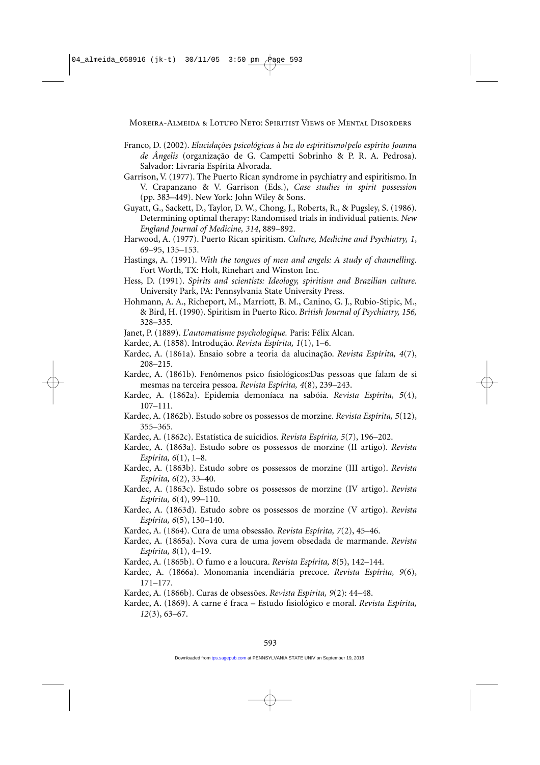Franco, D. (2002). *Elucidações psicológicas à luz do espiritismo/pelo espírito Joanna de Ângelis* (organização de G. Campetti Sobrinho & P. R. A. Pedrosa). Salvador: Livraria Espírita Alvorada.

Garrison, V. (1977). The Puerto Rican syndrome in psychiatry and espiritismo. In V. Crapanzano & V. Garrison (Eds.), *Case studies in spirit possession* (pp. 383–449). New York: John Wiley & Sons.

Guyatt, G., Sackett, D., Taylor, D. W., Chong, J., Roberts, R., & Pugsley, S. (1986). Determining optimal therapy: Randomised trials in individual patients. *New England Journal of Medicine, 314*, 889–892.

Harwood, A. (1977). Puerto Rican spiritism. *Culture, Medicine and Psychiatry, 1*, 69–95, 135–153.

Hastings, A. (1991). *With the tongues of men and angels: A study of channelling.* Fort Worth, TX: Holt, Rinehart and Winston Inc.

Hess, D. (1991). *Spirits and scientists: Ideology, spiritism and Brazilian culture.* University Park, PA: Pennsylvania State University Press.

Hohmann, A. A., Richeport, M., Marriott, B. M., Canino, G. J., Rubio-Stipic, M., & Bird, H. (1990). Spiritism in Puerto Rico. *British Journal of Psychiatry, 156,* 328–335.

Janet, P. (1889). *L'automatisme psychologique.* Paris: Félix Alcan.

Kardec, A. (1858). Introdução. *Revista Espírita, 1*(1), 1–6.

Kardec, A. (1861a). Ensaio sobre a teoria da alucinação. *Revista Espírita, 4*(7), 208–215.

Kardec, A. (1861b). Fenômenos psico fisiológicos:Das pessoas que falam de si mesmas na terceira pessoa. *Revista Espírita, 4*(8), 239–243.

Kardec, A. (1862a). Epidemia demoníaca na sabóia. *Revista Espírita, 5*(4), 107–111.

Kardec, A. (1862b). Estudo sobre os possessos de morzine. *Revista Espírita, 5*(12), 355–365.

Kardec, A. (1862c). Estatística de suicídios. *Revista Espírita, 5*(7), 196–202.

Kardec, A. (1863a). Estudo sobre os possessos de morzine (II artigo). *Revista Espírita, 6*(1), 1–8.

Kardec, A. (1863b). Estudo sobre os possessos de morzine (III artigo). *Revista Espírita, 6*(2), 33–40.

Kardec, A. (1863c). Estudo sobre os possessos de morzine (IV artigo). *Revista Espírita, 6*(4), 99–110.

Kardec, A. (1863d). Estudo sobre os possessos de morzine (V artigo). *Revista Espírita, 6*(5), 130–140.

Kardec, A. (1864). Cura de uma obsessão. *Revista Espírita, 7*(2), 45–46.

Kardec, A. (1865a). Nova cura de uma jovem obsedada de marmande. *Revista Espírita, 8*(1), 4–19.

Kardec, A. (1865b). O fumo e a loucura. *Revista Espírita, 8*(5), 142–144.

Kardec, A. (1866a). Monomania incendiária precoce. *Revista Espírita, 9*(6), 171–177.

Kardec, A. (1866b). Curas de obsessões. *Revista Espírita, 9*(2): 44–48.

Kardec, A. (1869). A carne é fraca – Estudo fisiológico e moral. *Revista Espírita, 12*(3), 63–67.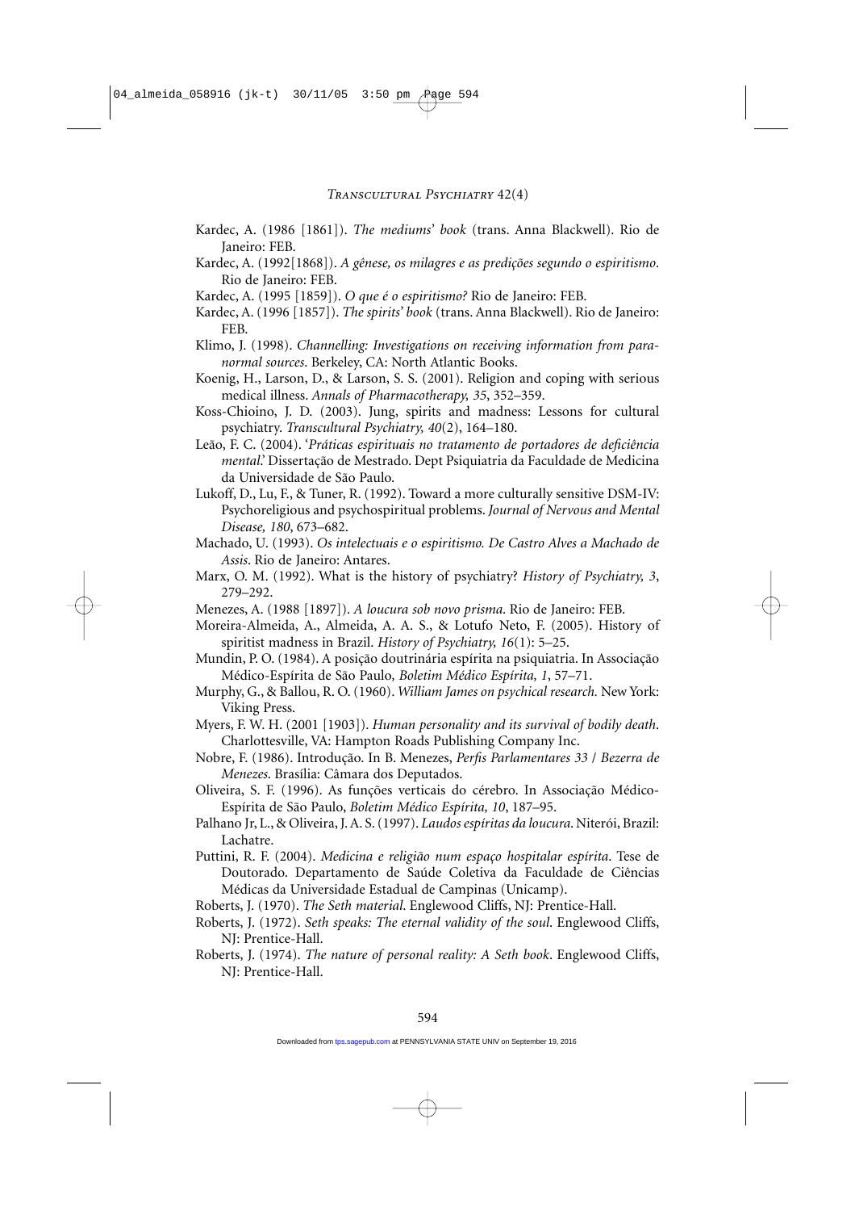Kardec, A. (1986 [1861]). *The mediums' book* (trans. Anna Blackwell). Rio de Janeiro: FEB.

Kardec, A. (1992[1868]). *A gênese, os milagres e as predições segundo o espiritismo*. Rio de Janeiro: FEB.

Kardec, A. (1995 [1859]). *O que é o espiritismo?* Rio de Janeiro: FEB.

Kardec, A. (1996 [1857]). *The spirits' book* (trans. Anna Blackwell). Rio de Janeiro: FEB.

Klimo, J. (1998). *Channelling: Investigations on receiving information from paranormal sources*. Berkeley, CA: North Atlantic Books.

Koenig, H., Larson, D., & Larson, S. S. (2001). Religion and coping with serious medical illness. *Annals of Pharmacotherapy, 35*, 352–359.

Koss-Chioino, J. D. (2003). Jung, spirits and madness: Lessons for cultural psychiatry. *Transcultural Psychiatry, 40*(2), 164–180.

Leão, F. C. (2004). '*Práticas espirituais no tratamento de portadores de deficiência mental*.' Dissertação de Mestrado. Dept Psiquiatria da Faculdade de Medicina da Universidade de São Paulo.

Lukoff, D., Lu, F., & Tuner, R. (1992). Toward a more culturally sensitive DSM-IV: Psychoreligious and psychospiritual problems. *Journal of Nervous and Mental Disease, 180*, 673–682.

Machado, U. (1993). *Os intelectuais e o espiritismo. De Castro Alves a Machado de Assis*. Rio de Janeiro: Antares.

Marx, O. M. (1992). What is the history of psychiatry? *History of Psychiatry, 3*, 279–292.

Menezes, A. (1988 [1897]). *A loucura sob novo prisma*. Rio de Janeiro: FEB.

Moreira-Almeida, A., Almeida, A. A. S., & Lotufo Neto, F. (2005). History of spiritist madness in Brazil. *History of Psychiatry, 16*(1): 5–25.

Mundin, P. O. (1984). A posição doutrinária espírita na psiquiatria. In Associação Médico-Espírita de São Paulo, *Boletim Médico Espírita, 1*, 57–71.

Murphy, G., & Ballou, R. O. (1960). *William James on psychical research.* New York: Viking Press.

Myers, F. W. H. (2001 [1903]). *Human personality and its survival of bodily death*. Charlottesville, VA: Hampton Roads Publishing Company Inc.

Nobre, F. (1986). Introdução. In B. Menezes, *Perfis Parlamentares 33 / Bezerra de Menezes*. Brasília: Câmara dos Deputados.

Oliveira, S. F. (1996). As funções verticais do cérebro. In Associação Médico-Espírita de São Paulo, *Boletim Médico Espírita, 10*, 187–95.

Palhano Jr, L., & Oliveira, J. A. S. (1997). *Laudos espíritas da loucura*. Niterói, Brazil: Lachatre.

Puttini, R. F. (2004). *Medicina e religião num espaço hospitalar espírita*. Tese de Doutorado. Departamento de Saúde Coletiva da Faculdade de Ciências Médicas da Universidade Estadual de Campinas (Unicamp).

Roberts, J. (1970). *The Seth material*. Englewood Cliffs, NJ: Prentice-Hall.

Roberts, J. (1972). *Seth speaks: The eternal validity of the soul*. Englewood Cliffs, NJ: Prentice-Hall.

Roberts, J. (1974). *The nature of personal reality: A Seth book*. Englewood Cliffs, NJ: Prentice-Hall.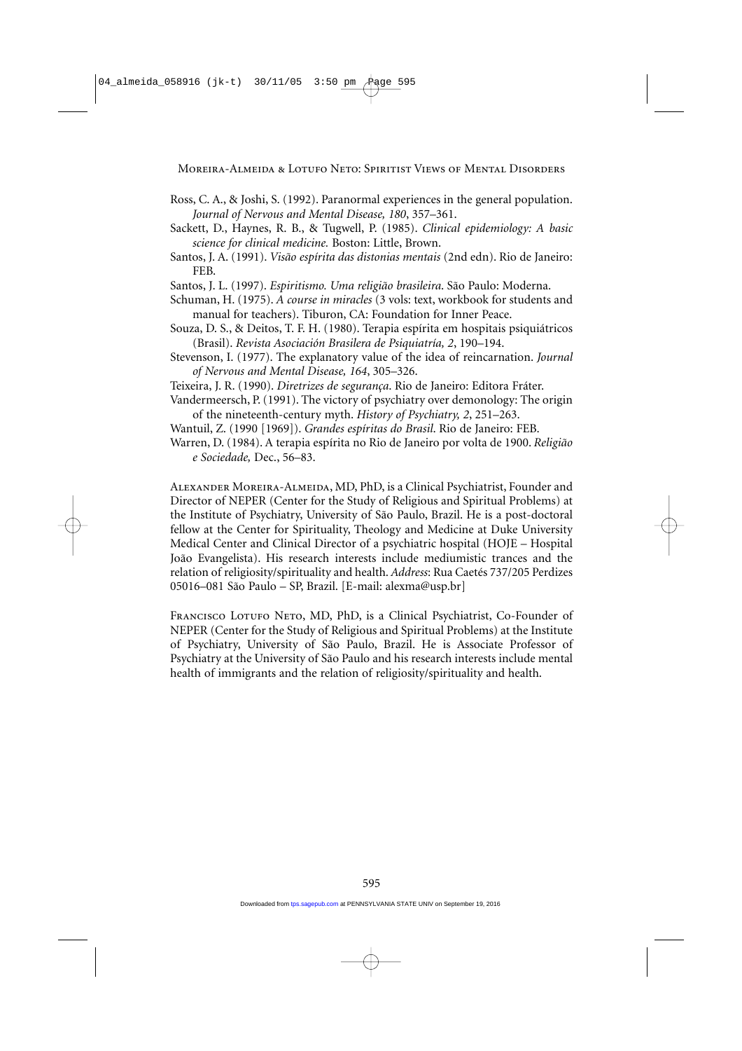Ross, C. A., & Joshi, S. (1992). Paranormal experiences in the general population. *Journal of Nervous and Mental Disease, 180*, 357–361.

Sackett, D., Haynes, R. B., & Tugwell, P. (1985). *Clinical epidemiology: A basic science for clinical medicine.* Boston: Little, Brown.

Santos, J. A. (1991). *Visão espírita das distonias mentais* (2nd edn). Rio de Janeiro: FEB.

Santos, J. L. (1997). *Espiritismo. Uma religião brasileira*. São Paulo: Moderna.

Schuman, H. (1975). *A course in miracles* (3 vols: text, workbook for students and manual for teachers). Tiburon, CA: Foundation for Inner Peace.

Souza, D. S., & Deitos, T. F. H. (1980). Terapia espírita em hospitais psiquiátricos (Brasil). *Revista Asociación Brasilera de Psiquiatría, 2*, 190–194.

Stevenson, I. (1977). The explanatory value of the idea of reincarnation. *Journal of Nervous and Mental Disease, 164*, 305–326.

Teixeira, J. R. (1990). *Diretrizes de segurança*. Rio de Janeiro: Editora Fráter.

Vandermeersch, P. (1991). The victory of psychiatry over demonology: The origin of the nineteenth-century myth. *History of Psychiatry, 2*, 251–263.

Wantuil, Z. (1990 [1969]). *Grandes espíritas do Brasil.* Rio de Janeiro: FEB.

Warren, D. (1984). A terapia espírita no Rio de Janeiro por volta de 1900. *Religião e Sociedade,* Dec., 56–83.

Alexander Moreira-Almeida, MD, PhD, is a Clinical Psychiatrist, Founder and Director of NEPER (Center for the Study of Religious and Spiritual Problems) at the Institute of Psychiatry, University of São Paulo, Brazil. He is a post-doctoral fellow at the Center for Spirituality, Theology and Medicine at Duke University Medical Center and Clinical Director of a psychiatric hospital (HOJE – Hospital João Evangelista). His research interests include mediumistic trances and the relation of religiosity/spirituality and health. *Address*: Rua Caetés 737/205 Perdizes 05016–081 São Paulo – SP, Brazil. [E-mail: alexma@usp.br]

Francisco Lotufo Neto, MD, PhD, is a Clinical Psychiatrist, Co-Founder of NEPER (Center for the Study of Religious and Spiritual Problems) at the Institute of Psychiatry, University of São Paulo, Brazil. He is Associate Professor of Psychiatry at the University of São Paulo and his research interests include mental health of immigrants and the relation of religiosity/spirituality and health.